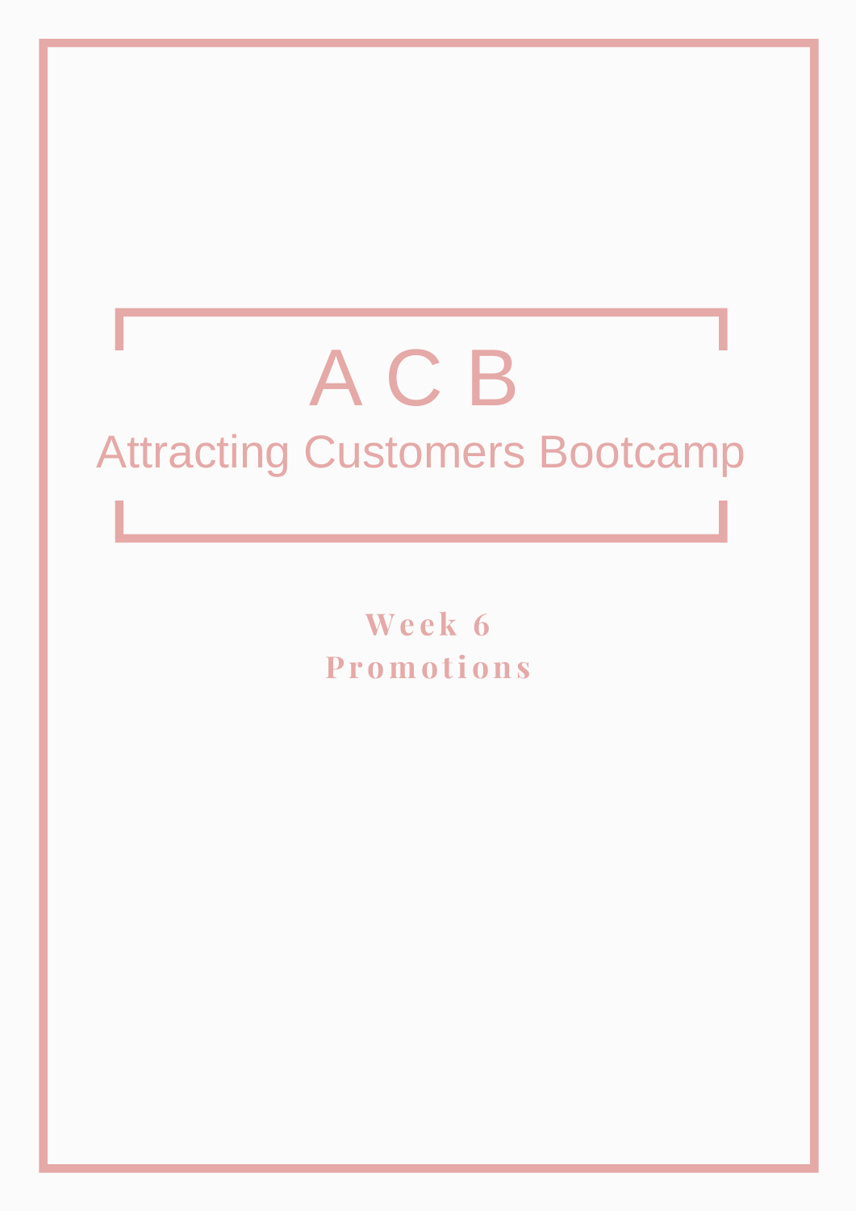# A C B

## Attracting Customers Bootcamp

**Week 6**

**Promotions**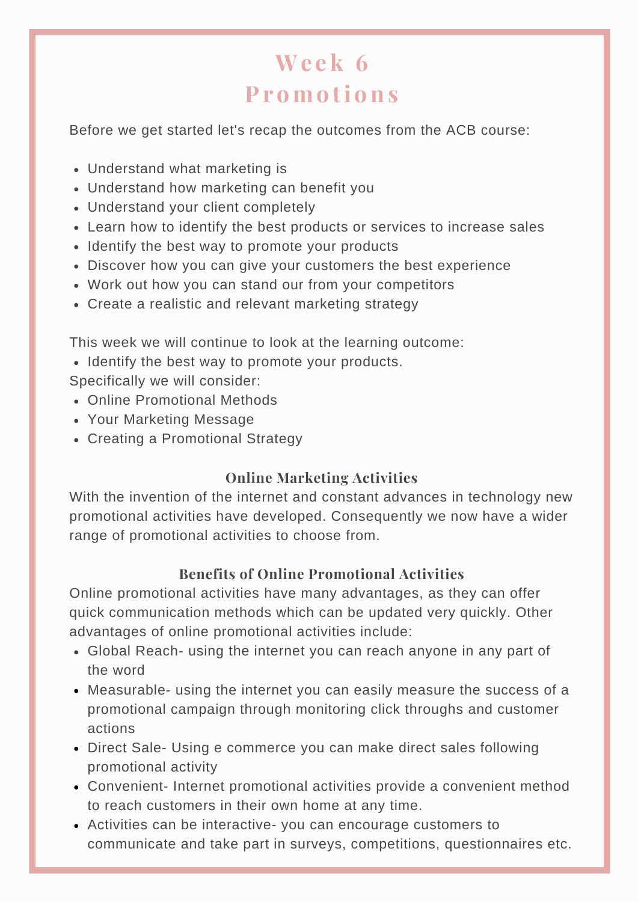# Week 6
# Promotions

Before we get started let's recap the outcomes from the ACB course:

- Understand what marketing is
- Understand how marketing can benefit you
- Understand your client completely
- Learn how to identify the best products or services to increase sales
- Identify the best way to promote your products
- Discover how you can give your customers the best experience
- Work out how you can stand our from your competitors
- Create a realistic and relevant marketing strategy

This week we will continue to look at the learning outcome:

- Identify the best way to promote your products.

Specifically we will consider:

- Online Promotional Methods
- Your Marketing Message
- Creating a Promotional Strategy

### Online Marketing Activities

With the invention of the internet and constant advances in technology new promotional activities have developed. Consequently we now have a wider range of promotional activities to choose from.

### Benefits of Online Promotional Activities

Online promotional activities have many advantages, as they can offer quick communication methods which can be updated very quickly. Other advantages of online promotional activities include:

- Global Reach- using the internet you can reach anyone in any part of the word
- Measurable- using the internet you can easily measure the success of a promotional campaign through monitoring click throughs and customer actions
- Direct Sale- Using e commerce you can make direct sales following promotional activity
- Convenient- Internet promotional activities provide a convenient method to reach customers in their own home at any time.
- Activities can be interactive- you can encourage customers to communicate and take part in surveys, competitions, questionnaires etc.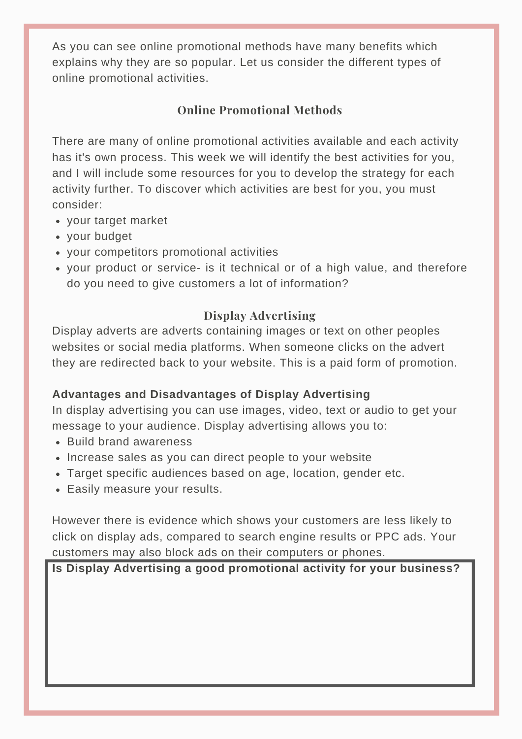As you can see online promotional methods have many benefits which explains why they are so popular. Let us consider the different types of online promotional activities.

## Online Promotional Methods

There are many of online promotional activities available and each activity has it's own process. This week we will identify the best activities for you, and I will include some resources for you to develop the strategy for each activity further. To discover which activities are best for you, you must consider:

- your target market
- your budget
- your competitors promotional activities
- your product or service- is it technical or of a high value, and therefore do you need to give customers a lot of information?

## Display Advertising

Display adverts are adverts containing images or text on other peoples websites or social media platforms. When someone clicks on the advert they are redirected back to your website. This is a paid form of promotion.

**Advantages and Disadvantages of Display Advertising**

In display advertising you can use images, video, text or audio to get your message to your audience. Display advertising allows you to:

- Build brand awareness
- Increase sales as you can direct people to your website
- Target specific audiences based on age, location, gender etc.
- Easily measure your results.

However there is evidence which shows your customers are less likely to click on display ads, compared to search engine results or PPC ads. Your customers may also block ads on their computers or phones.

**Is Display Advertising a good promotional activity for your business?**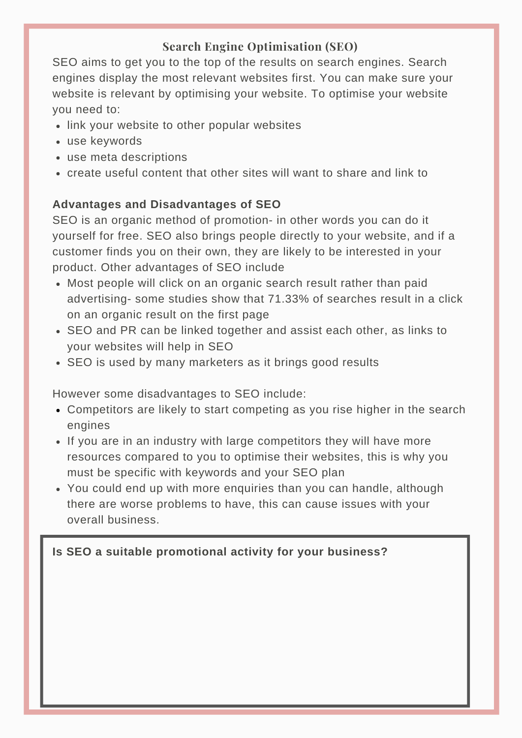## Search Engine Optimisation (SEO)

SEO aims to get you to the top of the results on search engines. Search engines display the most relevant websites first. You can make sure your website is relevant by optimising your website. To optimise your website you need to:

- link your website to other popular websites
- use keywords
- use meta descriptions
- create useful content that other sites will want to share and link to

**Advantages and Disadvantages of SEO**

SEO is an organic method of promotion- in other words you can do it yourself for free. SEO also brings people directly to your website, and if a customer finds you on their own, they are likely to be interested in your product. Other advantages of SEO include

- Most people will click on an organic search result rather than paid advertising- some studies show that 71.33% of searches result in a click on an organic result on the first page
- SEO and PR can be linked together and assist each other, as links to your websites will help in SEO
- SEO is used by many marketers as it brings good results

However some disadvantages to SEO include:

- Competitors are likely to start competing as you rise higher in the search engines
- If you are in an industry with large competitors they will have more resources compared to you to optimise their websites, this is why you must be specific with keywords and your SEO plan
- You could end up with more enquiries than you can handle, although there are worse problems to have, this can cause issues with your overall business.

**Is SEO a suitable promotional activity for your business?**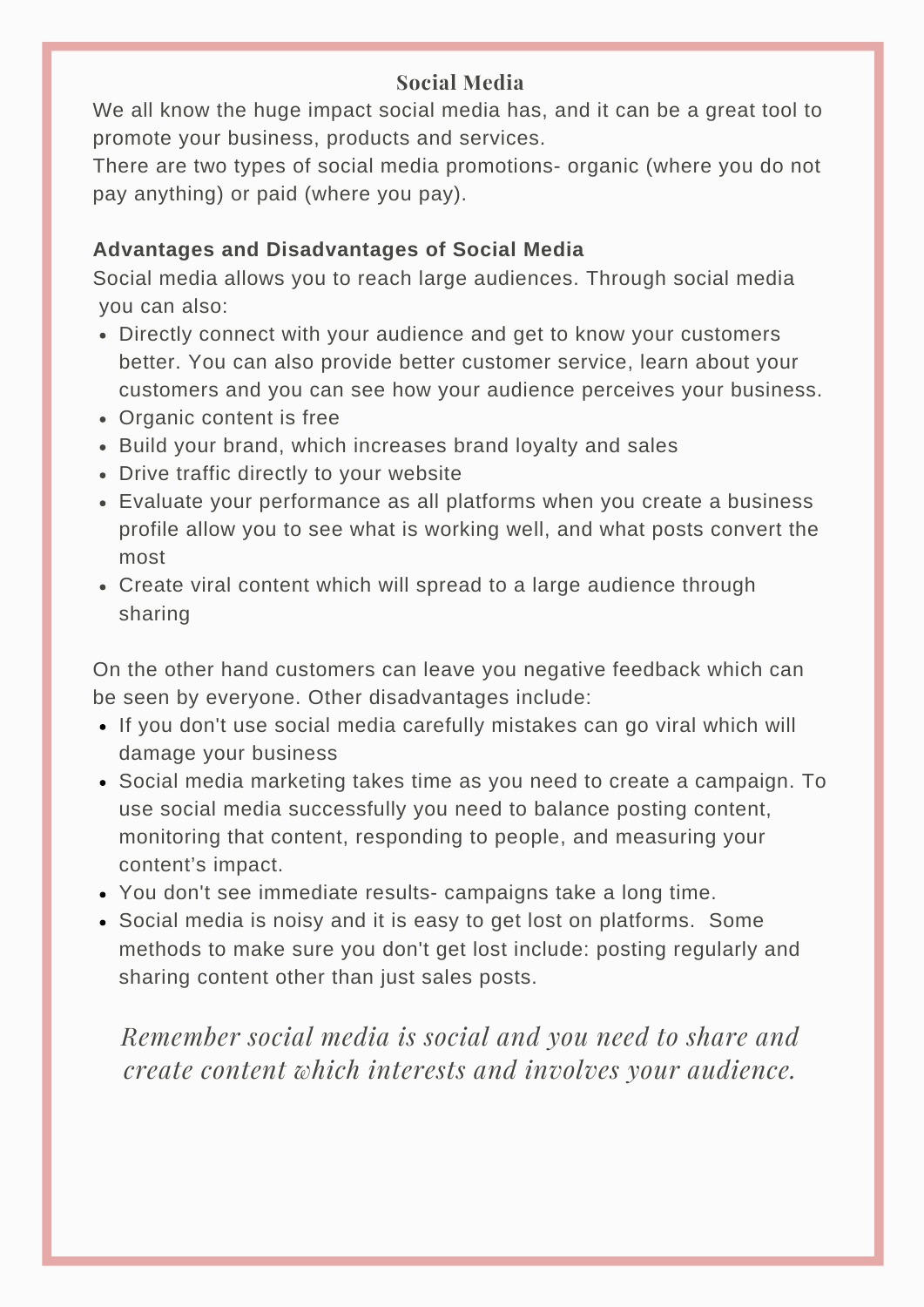## Social Media

We all know the huge impact social media has, and it can be a great tool to promote your business, products and services.

There are two types of social media promotions- organic (where you do not pay anything) or paid (where you pay).

### Advantages and Disadvantages of Social Media

Social media allows you to reach large audiences. Through social media you can also:

- Directly connect with your audience and get to know your customers better. You can also provide better customer service, learn about your customers and you can see how your audience perceives your business.
- Organic content is free
- Build your brand, which increases brand loyalty and sales
- Drive traffic directly to your website
- Evaluate your performance as all platforms when you create a business profile allow you to see what is working well, and what posts convert the most
- Create viral content which will spread to a large audience through sharing

On the other hand customers can leave you negative feedback which can be seen by everyone. Other disadvantages include:

- If you don't use social media carefully mistakes can go viral which will damage your business
- Social media marketing takes time as you need to create a campaign. To use social media successfully you need to balance posting content, monitoring that content, responding to people, and measuring your content's impact.
- You don't see immediate results- campaigns take a long time.
- Social media is noisy and it is easy to get lost on platforms. Some methods to make sure you don't get lost include: posting regularly and sharing content other than just sales posts.

*Remember social media is social and you need to share and create content which interests and involves your audience.*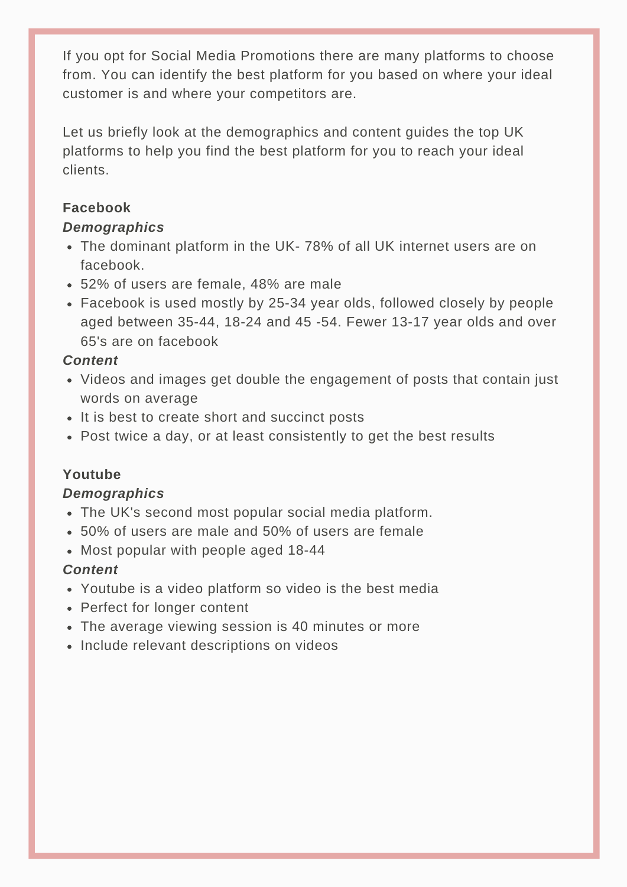If you opt for Social Media Promotions there are many platforms to choose from. You can identify the best platform for you based on where your ideal customer is and where your competitors are.

Let us briefly look at the demographics and content guides the top UK platforms to help you find the best platform for you to reach your ideal clients.

**Facebook**

***Demographics***

- The dominant platform in the UK- 78% of all UK internet users are on facebook.
- 52% of users are female, 48% are male
- Facebook is used mostly by 25-34 year olds, followed closely by people aged between 35-44, 18-24 and 45 -54. Fewer 13-17 year olds and over 65's are on facebook

***Content***

- Videos and images get double the engagement of posts that contain just words on average
- It is best to create short and succinct posts
- Post twice a day, or at least consistently to get the best results

**Youtube**

***Demographics***

- The UK's second most popular social media platform.
- 50% of users are male and 50% of users are female
- Most popular with people aged 18-44

***Content***

- Youtube is a video platform so video is the best media
- Perfect for longer content
- The average viewing session is 40 minutes or more
- Include relevant descriptions on videos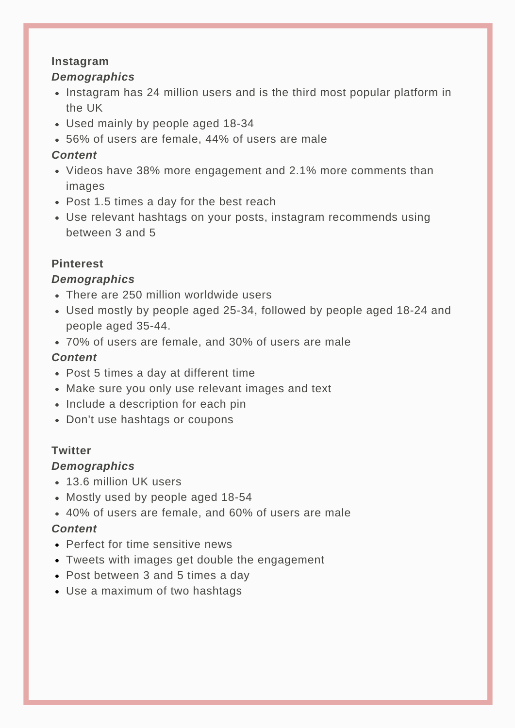**Instagram**

***Demographics***

- Instagram has 24 million users and is the third most popular platform in the UK
- Used mainly by people aged 18-34
- 56% of users are female, 44% of users are male

***Content***

- Videos have 38% more engagement and 2.1% more comments than images
- Post 1.5 times a day for the best reach
- Use relevant hashtags on your posts, instagram recommends using between 3 and 5

**Pinterest**

***Demographics***

- There are 250 million worldwide users
- Used mostly by people aged 25-34, followed by people aged 18-24 and people aged 35-44.
- 70% of users are female, and 30% of users are male

***Content***

- Post 5 times a day at different time
- Make sure you only use relevant images and text
- Include a description for each pin
- Don't use hashtags or coupons

**Twitter**

***Demographics***

- 13.6 million UK users
- Mostly used by people aged 18-54
- 40% of users are female, and 60% of users are male

***Content***

- Perfect for time sensitive news
- Tweets with images get double the engagement
- Post between 3 and 5 times a day
- Use a maximum of two hashtags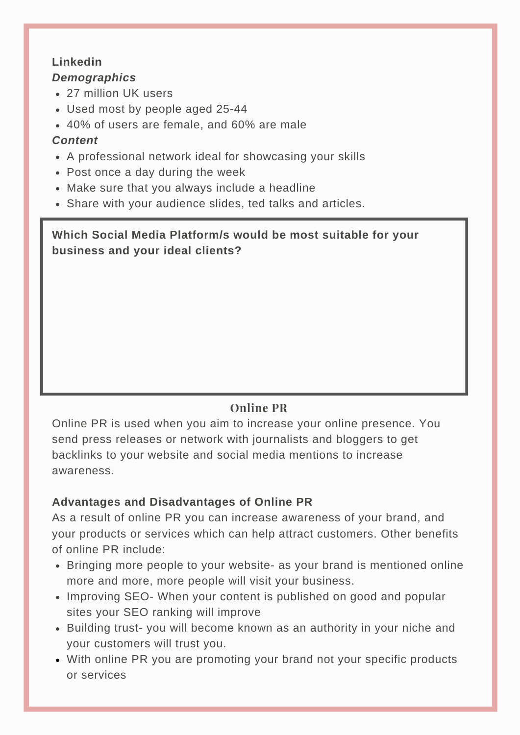**Linkedin**

***Demographics***

- 27 million UK users
- Used most by people aged 25-44
- 40% of users are female, and 60% are male

***Content***

- A professional network ideal for showcasing your skills
- Post once a day during the week
- Make sure that you always include a headline
- Share with your audience slides, ted talks and articles.

**Which Social Media Platform/s would be most suitable for your business and your ideal clients?**

## Online PR

Online PR is used when you aim to increase your online presence. You send press releases or network with journalists and bloggers to get backlinks to your website and social media mentions to increase awareness.

**Advantages and Disadvantages of Online PR**

As a result of online PR you can increase awareness of your brand, and your products or services which can help attract customers. Other benefits of online PR include:

- Bringing more people to your website- as your brand is mentioned online more and more, more people will visit your business.
- Improving SEO- When your content is published on good and popular sites your SEO ranking will improve
- Building trust- you will become known as an authority in your niche and your customers will trust you.
- With online PR you are promoting your brand not your specific products or services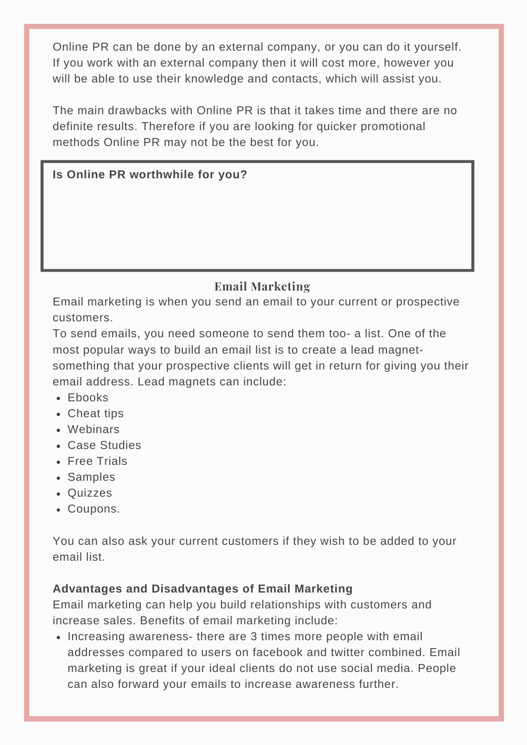Online PR can be done by an external company, or you can do it yourself. If you work with an external company then it will cost more, however you will be able to use their knowledge and contacts, which will assist you.

The main drawbacks with Online PR is that it takes time and there are no definite results. Therefore if you are looking for quicker promotional methods Online PR may not be the best for you.

**Is Online PR worthwhile for you?**

## Email Marketing

Email marketing is when you send an email to your current or prospective customers.

To send emails, you need someone to send them too- a list. One of the most popular ways to build an email list is to create a lead magnet- something that your prospective clients will get in return for giving you their email address. Lead magnets can include:

- Ebooks
- Cheat tips
- Webinars
- Case Studies
- Free Trials
- Samples
- Quizzes
- Coupons.

You can also ask your current customers if they wish to be added to your email list.

**Advantages and Disadvantages of Email Marketing**

Email marketing can help you build relationships with customers and increase sales. Benefits of email marketing include:

- Increasing awareness- there are 3 times more people with email addresses compared to users on facebook and twitter combined. Email marketing is great if your ideal clients do not use social media. People can also forward your emails to increase awareness further.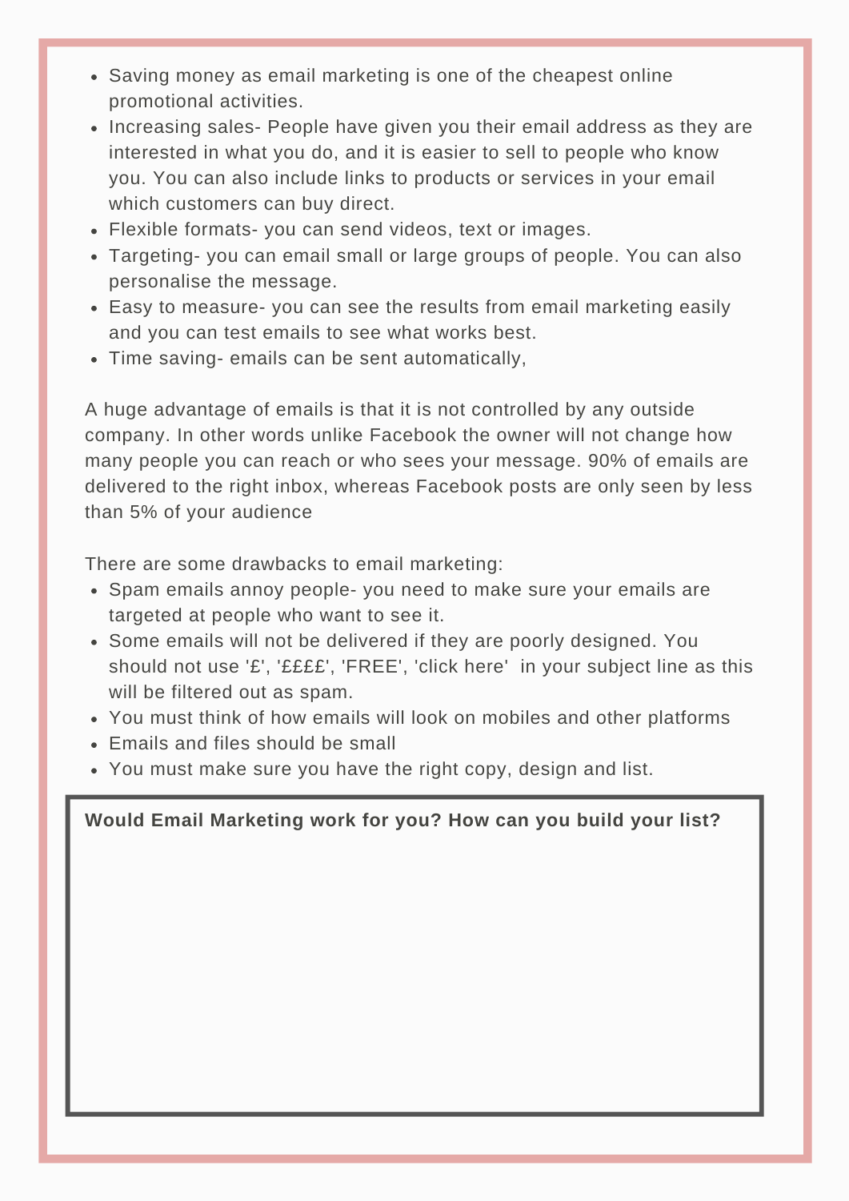- Saving money as email marketing is one of the cheapest online promotional activities.
- Increasing sales- People have given you their email address as they are interested in what you do, and it is easier to sell to people who know you. You can also include links to products or services in your email which customers can buy direct.
- Flexible formats- you can send videos, text or images.
- Targeting- you can email small or large groups of people. You can also personalise the message.
- Easy to measure- you can see the results from email marketing easily and you can test emails to see what works best.
- Time saving- emails can be sent automatically,

A huge advantage of emails is that it is not controlled by any outside company. In other words unlike Facebook the owner will not change how many people you can reach or who sees your message. 90% of emails are delivered to the right inbox, whereas Facebook posts are only seen by less than 5% of your audience

There are some drawbacks to email marketing:

- Spam emails annoy people- you need to make sure your emails are targeted at people who want to see it.
- Some emails will not be delivered if they are poorly designed. You should not use '£', '££££', 'FREE', 'click here'  in your subject line as this will be filtered out as spam.
- You must think of how emails will look on mobiles and other platforms
- Emails and files should be small
- You must make sure you have the right copy, design and list.

**Would Email Marketing work for you? How can you build your list?**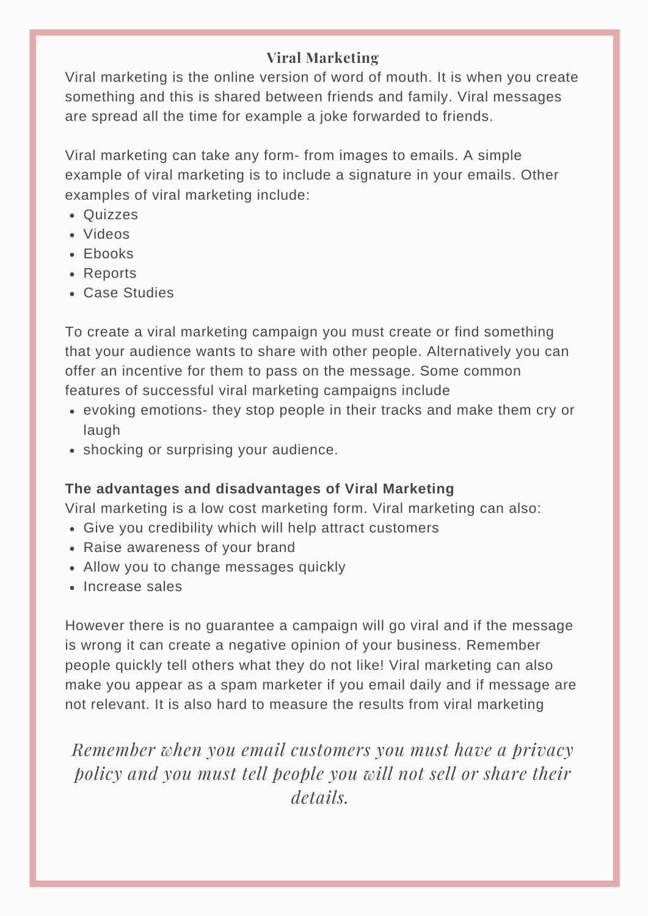## Viral Marketing

Viral marketing is the online version of word of mouth. It is when you create something and this is shared between friends and family. Viral messages are spread all the time for example a joke forwarded to friends.

Viral marketing can take any form- from images to emails. A simple example of viral marketing is to include a signature in your emails. Other examples of viral marketing include:

- Quizzes
- Videos
- Ebooks
- Reports
- Case Studies

To create a viral marketing campaign you must create or find something that your audience wants to share with other people. Alternatively you can offer an incentive for them to pass on the message. Some common features of successful viral marketing campaigns include

- evoking emotions- they stop people in their tracks and make them cry or laugh
- shocking or surprising your audience.

**The advantages and disadvantages of Viral Marketing**

Viral marketing is a low cost marketing form. Viral marketing can also:

- Give you credibility which will help attract customers
- Raise awareness of your brand
- Allow you to change messages quickly
- Increase sales

However there is no guarantee a campaign will go viral and if the message is wrong it can create a negative opinion of your business. Remember people quickly tell others what they do not like! Viral marketing can also make you appear as a spam marketer if you email daily and if message are not relevant. It is also hard to measure the results from viral marketing

*Remember when you email customers you must have a privacy policy and you must tell people you will not sell or share their details.*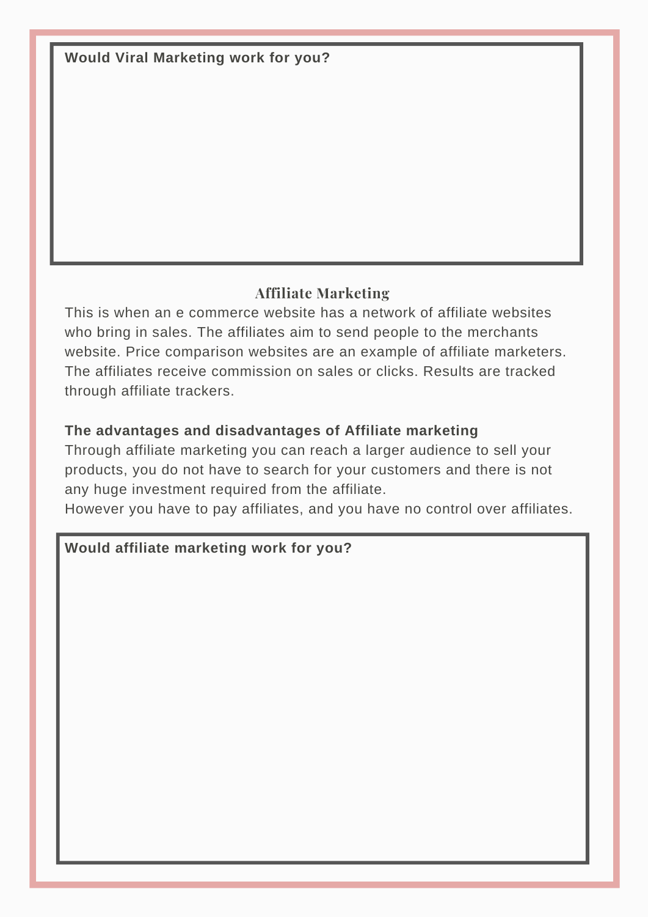**Would Viral Marketing work for you?**

## Affiliate Marketing

This is when an e commerce website has a network of affiliate websites who bring in sales. The affiliates aim to send people to the merchants website. Price comparison websites are an example of affiliate marketers. The affiliates receive commission on sales or clicks. Results are tracked through affiliate trackers.

**The advantages and disadvantages of Affiliate marketing**

Through affiliate marketing you can reach a larger audience to sell your products, you do not have to search for your customers and there is not any huge investment required from the affiliate.
However you have to pay affiliates, and you have no control over affiliates.

**Would affiliate marketing work for you?**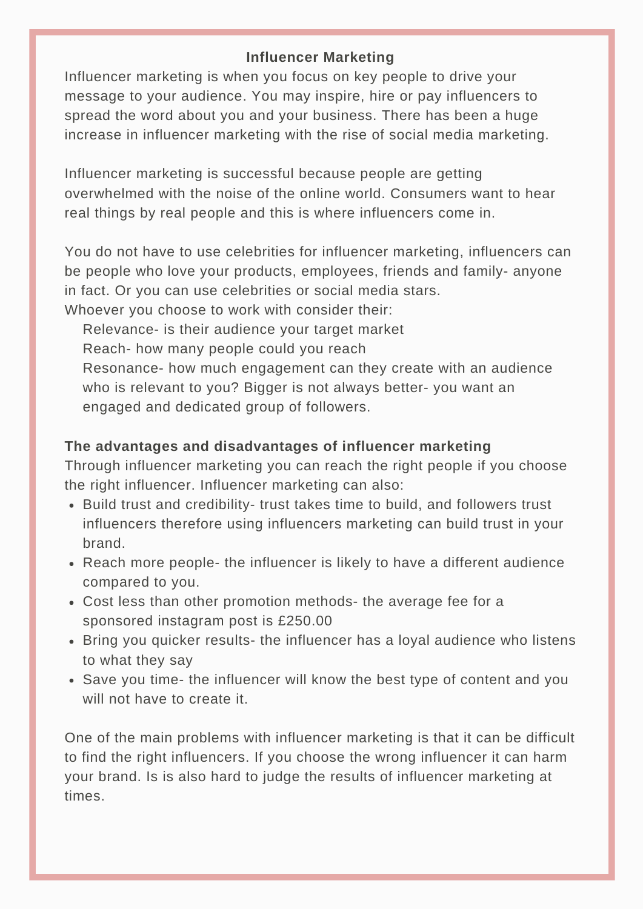# Influencer Marketing

Influencer marketing is when you focus on key people to drive your message to your audience. You may inspire, hire or pay influencers to spread the word about you and your business. There has been a huge increase in influencer marketing with the rise of social media marketing.

Influencer marketing is successful because people are getting overwhelmed with the noise of the online world. Consumers want to hear real things by real people and this is where influencers come in.

You do not have to use celebrities for influencer marketing, influencers can be people who love your products, employees, friends and family- anyone in fact. Or you can use celebrities or social media stars.
Whoever you choose to work with consider their:

Relevance- is their audience your target market
Reach- how many people could you reach
Resonance- how much engagement can they create with an audience who is relevant to you? Bigger is not always better- you want an engaged and dedicated group of followers.

**The advantages and disadvantages of influencer marketing**

Through influencer marketing you can reach the right people if you choose the right influencer. Influencer marketing can also:

- Build trust and credibility- trust takes time to build, and followers trust influencers therefore using influencers marketing can build trust in your brand.
- Reach more people- the influencer is likely to have a different audience compared to you.
- Cost less than other promotion methods- the average fee for a sponsored instagram post is £250.00
- Bring you quicker results- the influencer has a loyal audience who listens to what they say
- Save you time- the influencer will know the best type of content and you will not have to create it.

One of the main problems with influencer marketing is that it can be difficult to find the right influencers. If you choose the wrong influencer it can harm your brand. Is is also hard to judge the results of influencer marketing at times.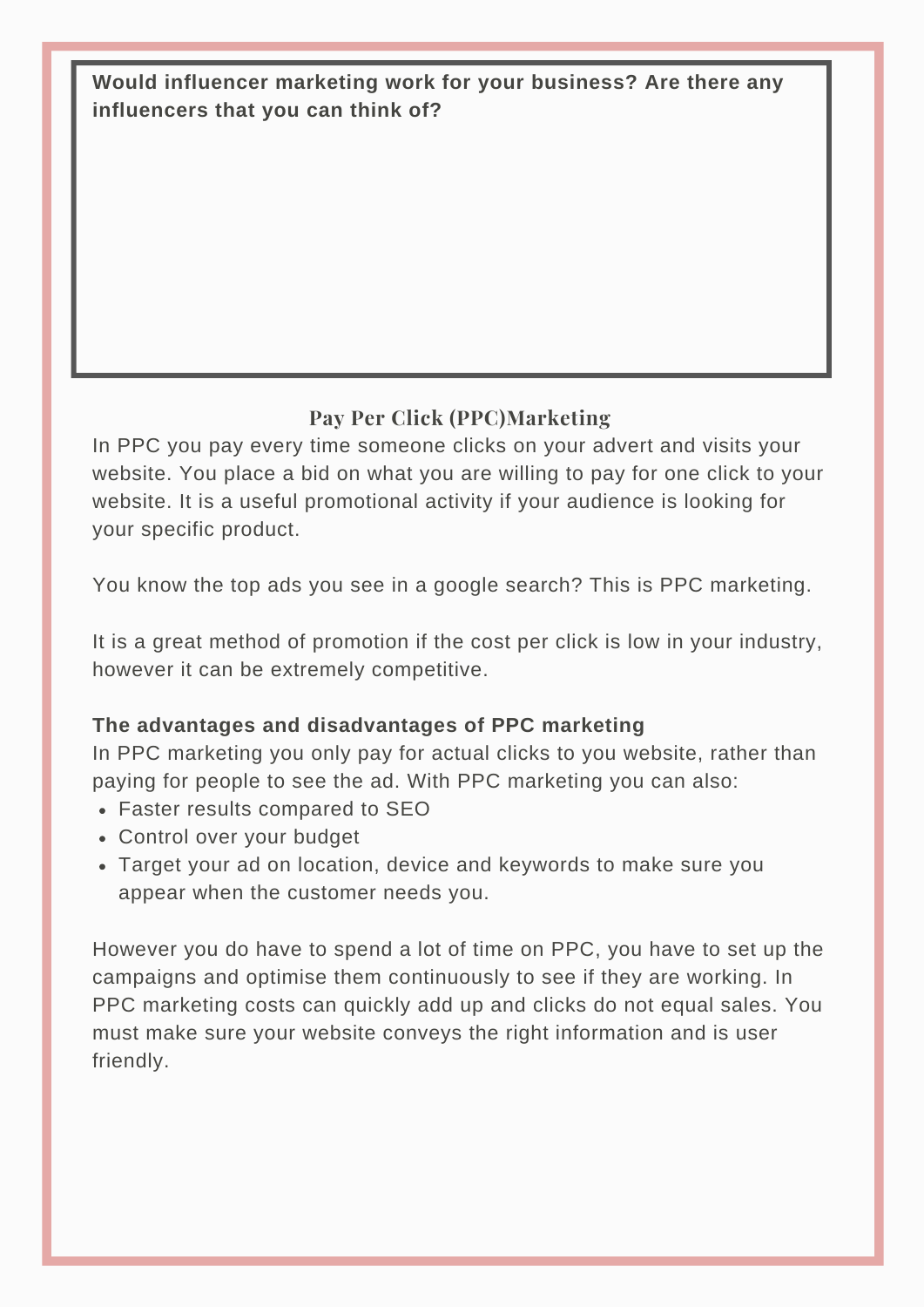**Would influencer marketing work for your business? Are there any influencers that you can think of?**

## Pay Per Click (PPC)Marketing

In PPC you pay every time someone clicks on your advert and visits your website. You place a bid on what you are willing to pay for one click to your website. It is a useful promotional activity if your audience is looking for your specific product.

You know the top ads you see in a google search? This is PPC marketing.

It is a great method of promotion if the cost per click is low in your industry, however it can be extremely competitive.

**The advantages and disadvantages of PPC marketing**

In PPC marketing you only pay for actual clicks to you website, rather than paying for people to see the ad. With PPC marketing you can also:

- Faster results compared to SEO
- Control over your budget
- Target your ad on location, device and keywords to make sure you appear when the customer needs you.

However you do have to spend a lot of time on PPC, you have to set up the campaigns and optimise them continuously to see if they are working. In PPC marketing costs can quickly add up and clicks do not equal sales. You must make sure your website conveys the right information and is user friendly.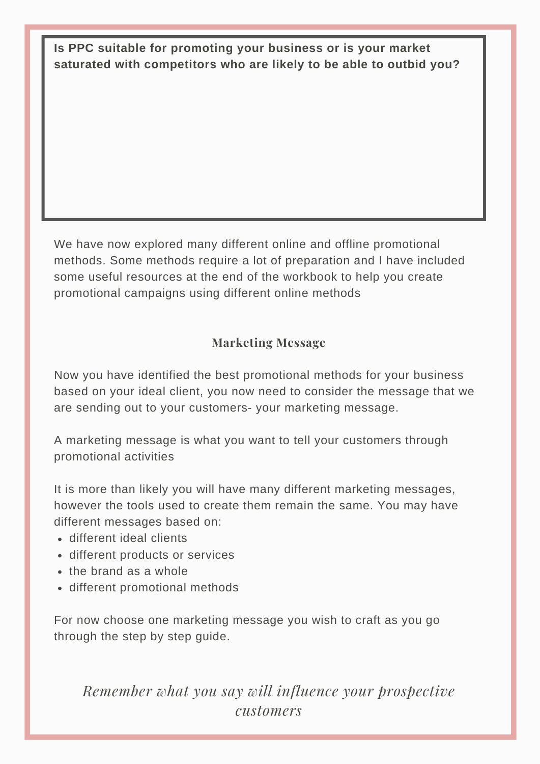**Is PPC suitable for promoting your business or is your market saturated with competitors who are likely to be able to outbid you?**

We have now explored many different online and offline promotional methods. Some methods require a lot of preparation and I have included some useful resources at the end of the workbook to help you create promotional campaigns using different online methods

## Marketing Message

Now you have identified the best promotional methods for your business based on your ideal client, you now need to consider the message that we are sending out to your customers- your marketing message.

A marketing message is what you want to tell your customers through promotional activities

It is more than likely you will have many different marketing messages, however the tools used to create them remain the same. You may have different messages based on:

- different ideal clients
- different products or services
- the brand as a whole
- different promotional methods

For now choose one marketing message you wish to craft as you go through the step by step guide.

*Remember what you say will influence your prospective customers*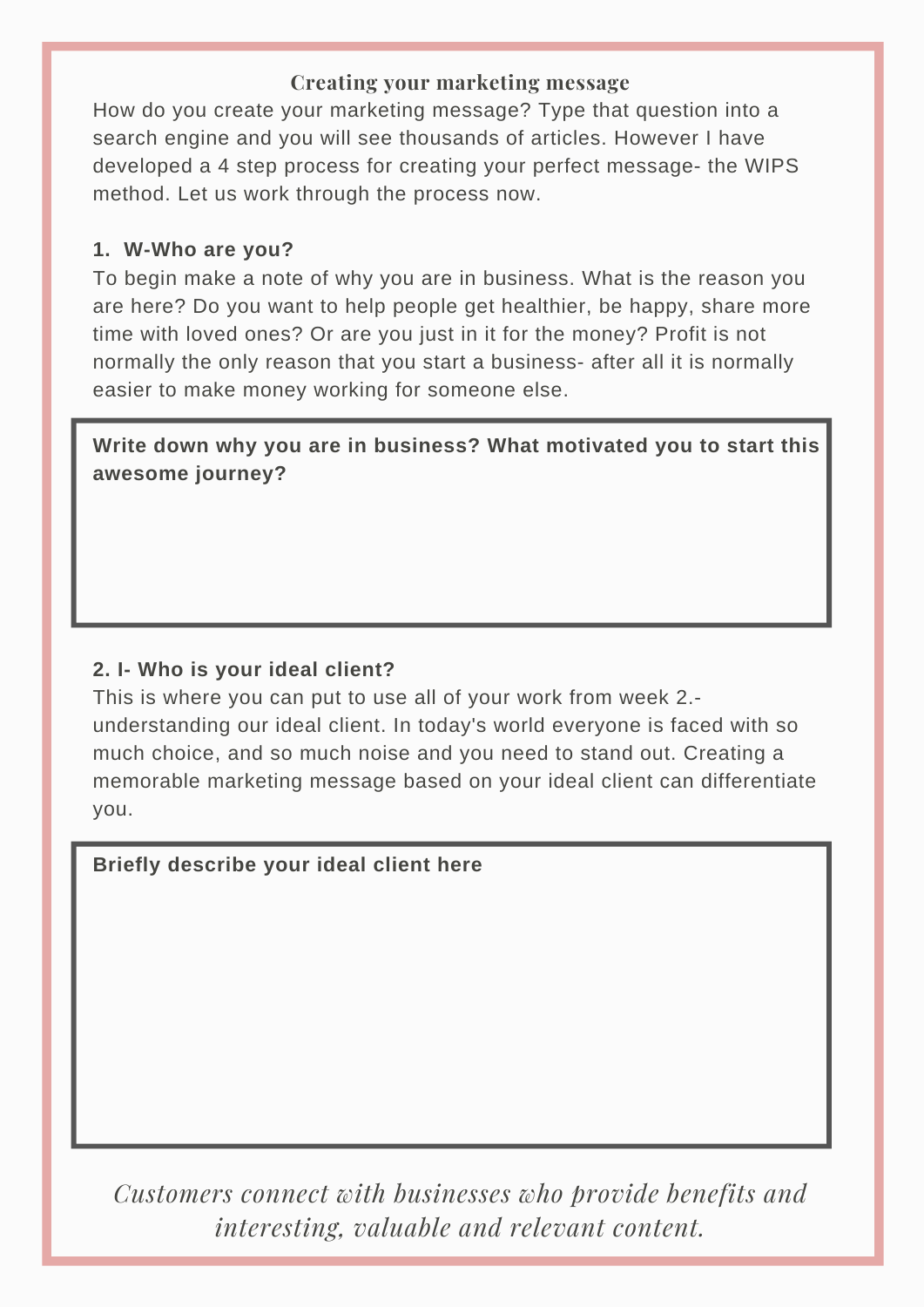## Creating your marketing message

How do you create your marketing message? Type that question into a search engine and you will see thousands of articles. However I have developed a 4 step process for creating your perfect message- the WIPS method. Let us work through the process now.

### 1. W-Who are you?

To begin make a note of why you are in business. What is the reason you are here? Do you want to help people get healthier, be happy, share more time with loved ones? Or are you just in it for the money? Profit is not normally the only reason that you start a business- after all it is normally easier to make money working for someone else.

**Write down why you are in business? What motivated you to start this awesome journey?**

### 2. I- Who is your ideal client?

This is where you can put to use all of your work from week 2.- understanding our ideal client. In today's world everyone is faced with so much choice, and so much noise and you need to stand out. Creating a memorable marketing message based on your ideal client can differentiate you.

**Briefly describe your ideal client here**

*Customers connect with businesses who provide benefits and interesting, valuable and relevant content.*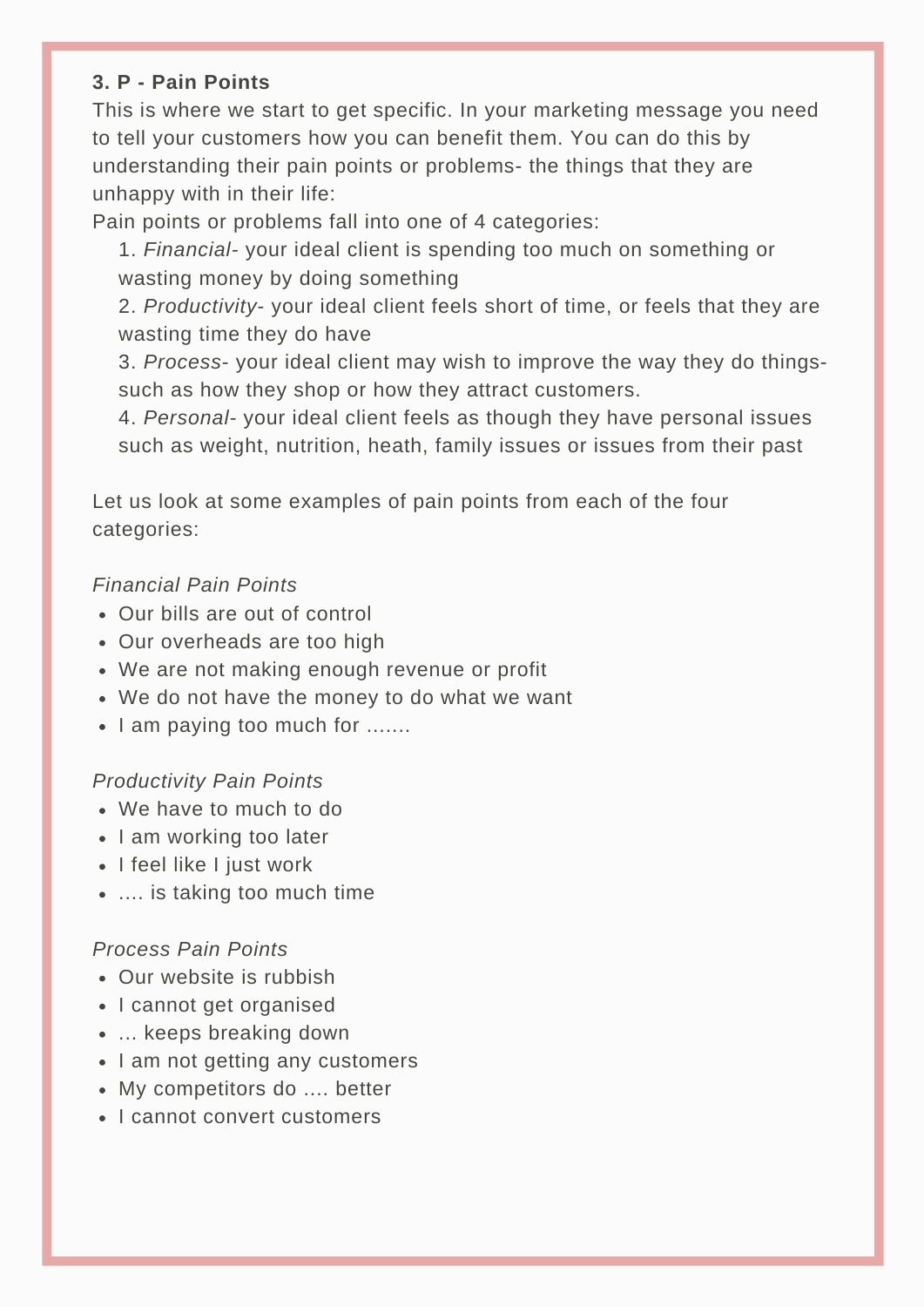**3. P - Pain Points**

This is where we start to get specific. In your marketing message you need to tell your customers how you can benefit them. You can do this by understanding their pain points or problems- the things that they are unhappy with in their life:

Pain points or problems fall into one of 4 categories:

1. *Financial*- your ideal client is spending too much on something or wasting money by doing something
2. *Productivity*- your ideal client feels short of time, or feels that they are wasting time they do have
3. *Process*- your ideal client may wish to improve the way they do things- such as how they shop or how they attract customers.
4. *Personal*- your ideal client feels as though they have personal issues such as weight, nutrition, heath, family issues or issues from their past

Let us look at some examples of pain points from each of the four categories:

*Financial Pain Points*

- Our bills are out of control
- Our overheads are too high
- We are not making enough revenue or profit
- We do not have the money to do what we want
- I am paying too much for .......

*Productivity Pain Points*

- We have to much to do
- I am working too later
- I feel like I just work
- .... is taking too much time

*Process Pain Points*

- Our website is rubbish
- I cannot get organised
- ... keeps breaking down
- I am not getting any customers
- My competitors do .... better
- I cannot convert customers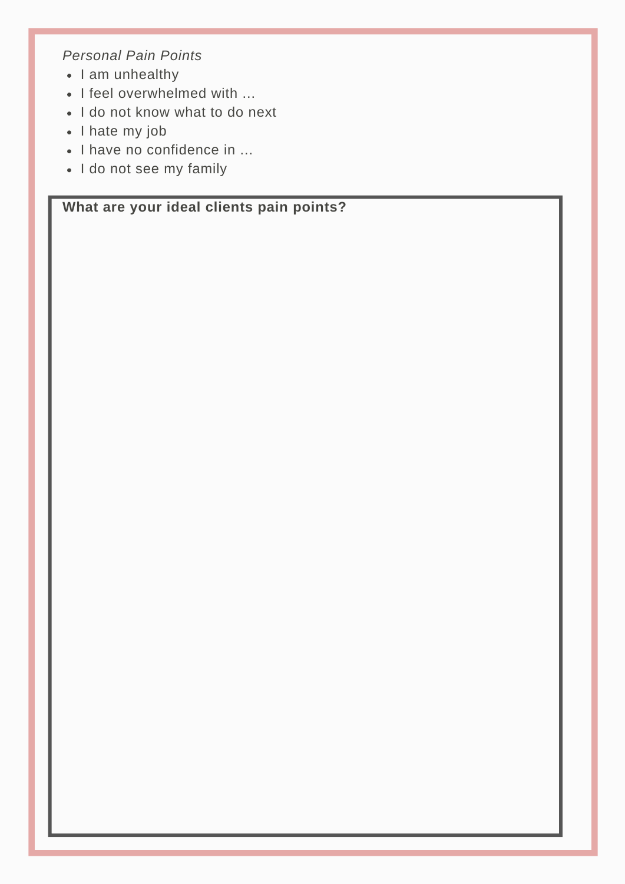*Personal Pain Points*

- I am unhealthy
- I feel overwhelmed with …
- I do not know what to do next
- I hate my job
- I have no confidence in …
- I do not see my family

**What are your ideal clients pain points?**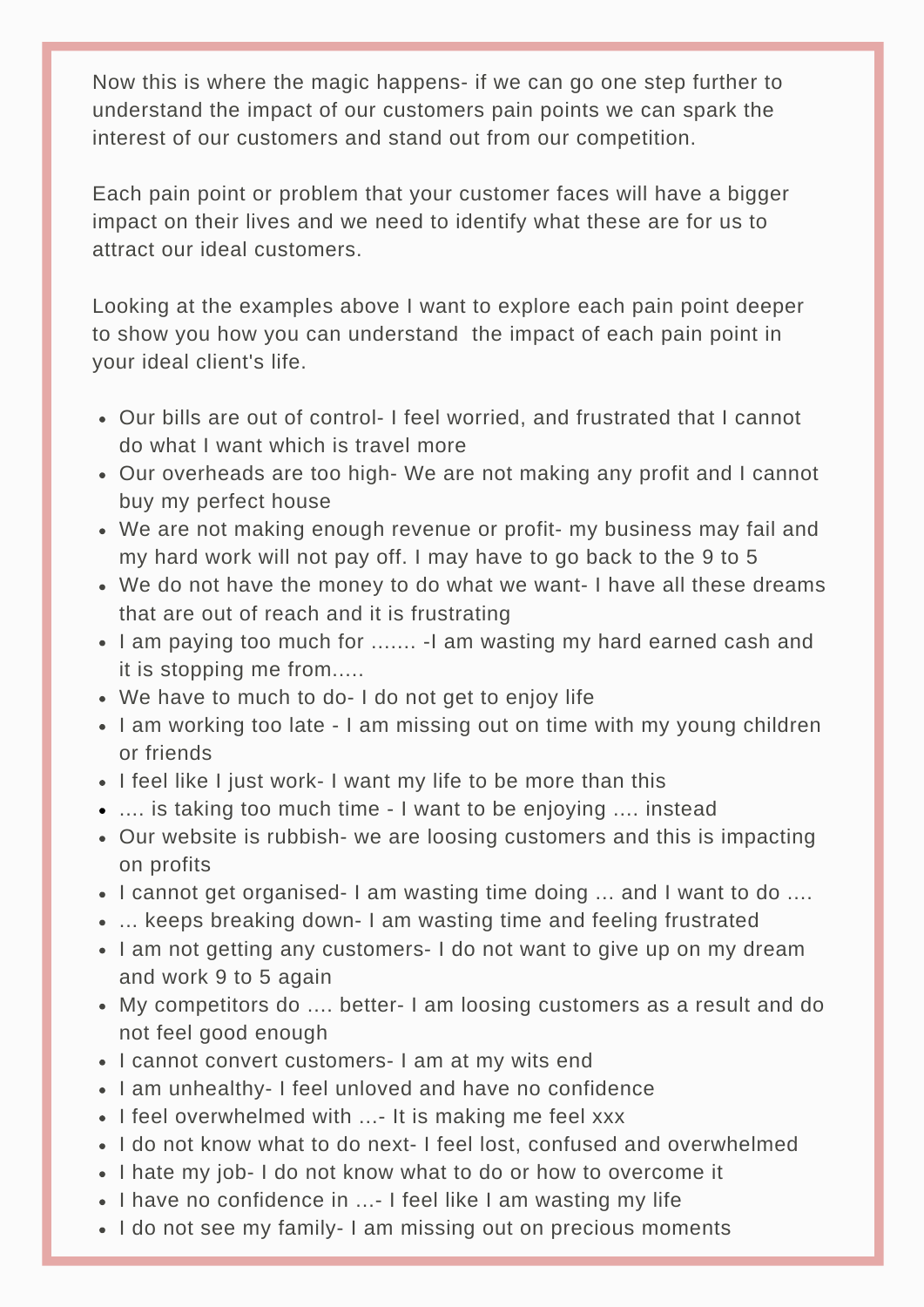Now this is where the magic happens- if we can go one step further to understand the impact of our customers pain points we can spark the interest of our customers and stand out from our competition.

Each pain point or problem that your customer faces will have a bigger impact on their lives and we need to identify what these are for us to attract our ideal customers.

Looking at the examples above I want to explore each pain point deeper to show you how you can understand the impact of each pain point in your ideal client's life.

- Our bills are out of control- I feel worried, and frustrated that I cannot do what I want which is travel more
- Our overheads are too high- We are not making any profit and I cannot buy my perfect house
- We are not making enough revenue or profit- my business may fail and my hard work will not pay off. I may have to go back to the 9 to 5
- We do not have the money to do what we want- I have all these dreams that are out of reach and it is frustrating
- I am paying too much for ....... -I am wasting my hard earned cash and it is stopping me from.....
- We have to much to do- I do not get to enjoy life
- I am working too late - I am missing out on time with my young children or friends
- I feel like I just work- I want my life to be more than this
- .... is taking too much time - I want to be enjoying .... instead
- Our website is rubbish- we are loosing customers and this is impacting on profits
- I cannot get organised- I am wasting time doing ... and I want to do ....
- ... keeps breaking down- I am wasting time and feeling frustrated
- I am not getting any customers- I do not want to give up on my dream and work 9 to 5 again
- My competitors do .... better- I am loosing customers as a result and do not feel good enough
- I cannot convert customers- I am at my wits end
- I am unhealthy- I feel unloved and have no confidence
- I feel overwhelmed with ...- It is making me feel xxx
- I do not know what to do next- I feel lost, confused and overwhelmed
- I hate my job- I do not know what to do or how to overcome it
- I have no confidence in ...- I feel like I am wasting my life
- I do not see my family- I am missing out on precious moments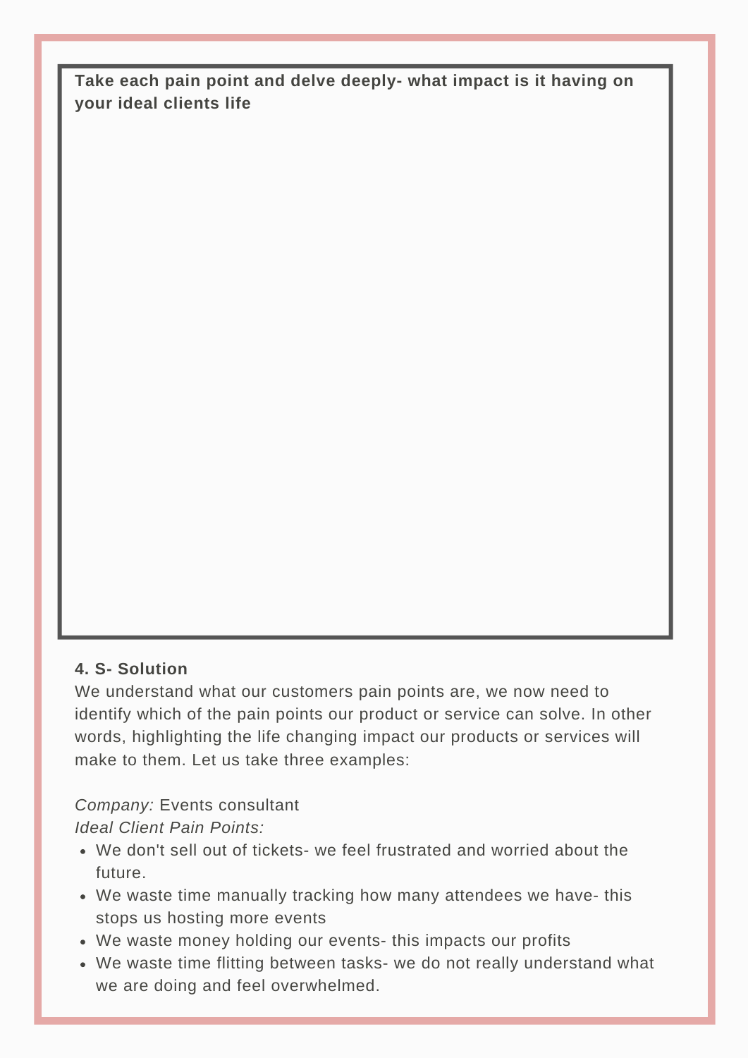**Take each pain point and delve deeply- what impact is it having on your ideal clients life**

**4. S- Solution**

We understand what our customers pain points are, we now need to identify which of the pain points our product or service can solve. In other words, highlighting the life changing impact our products or services will make to them. Let us take three examples:

*Company:* Events consultant

*Ideal Client Pain Points:*

- We don't sell out of tickets- we feel frustrated and worried about the future.
- We waste time manually tracking how many attendees we have- this stops us hosting more events
- We waste money holding our events- this impacts our profits
- We waste time flitting between tasks- we do not really understand what we are doing and feel overwhelmed.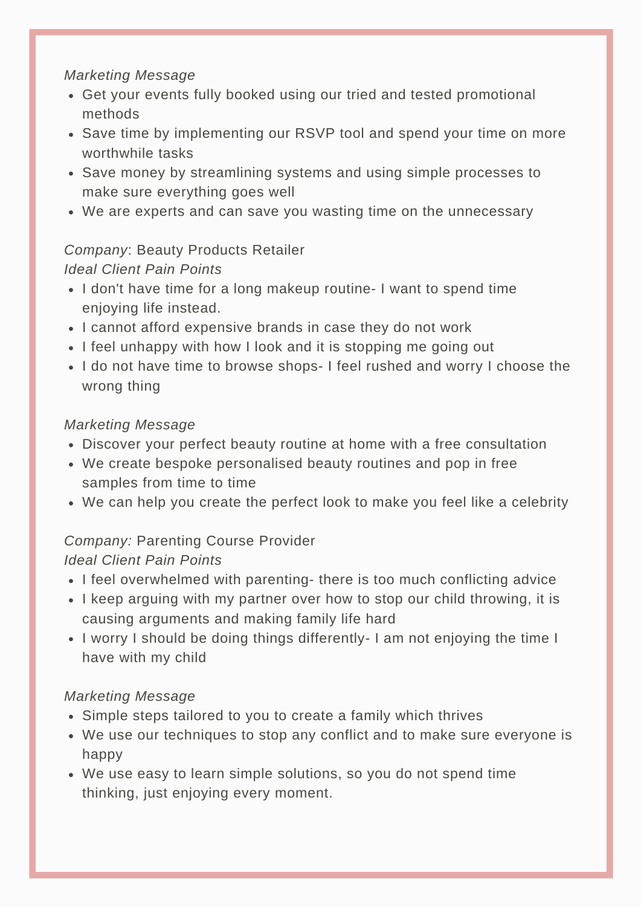*Marketing Message*

- Get your events fully booked using our tried and tested promotional methods
- Save time by implementing our RSVP tool and spend your time on more worthwhile tasks
- Save money by streamlining systems and using simple processes to make sure everything goes well
- We are experts and can save you wasting time on the unnecessary

*Company*: Beauty Products Retailer
*Ideal Client Pain Points*

- I don't have time for a long makeup routine- I want to spend time enjoying life instead.
- I cannot afford expensive brands in case they do not work
- I feel unhappy with how I look and it is stopping me going out
- I do not have time to browse shops- I feel rushed and worry I choose the wrong thing

*Marketing Message*

- Discover your perfect beauty routine at home with a free consultation
- We create bespoke personalised beauty routines and pop in free samples from time to time
- We can help you create the perfect look to make you feel like a celebrity

*Company:* Parenting Course Provider
*Ideal Client Pain Points*

- I feel overwhelmed with parenting- there is too much conflicting advice
- I keep arguing with my partner over how to stop our child throwing, it is causing arguments and making family life hard
- I worry I should be doing things differently- I am not enjoying the time I have with my child

*Marketing Message*

- Simple steps tailored to you to create a family which thrives
- We use our techniques to stop any conflict and to make sure everyone is happy
- We use easy to learn simple solutions, so you do not spend time thinking, just enjoying every moment.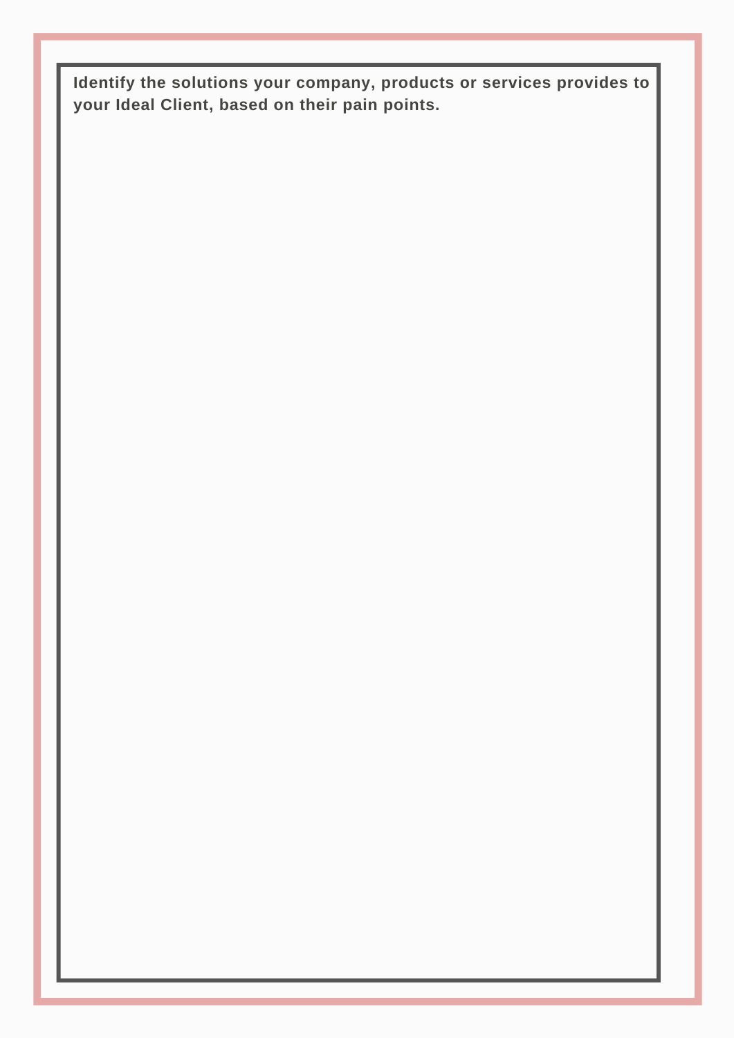**Identify the solutions your company, products or services provides to your Ideal Client, based on their pain points.**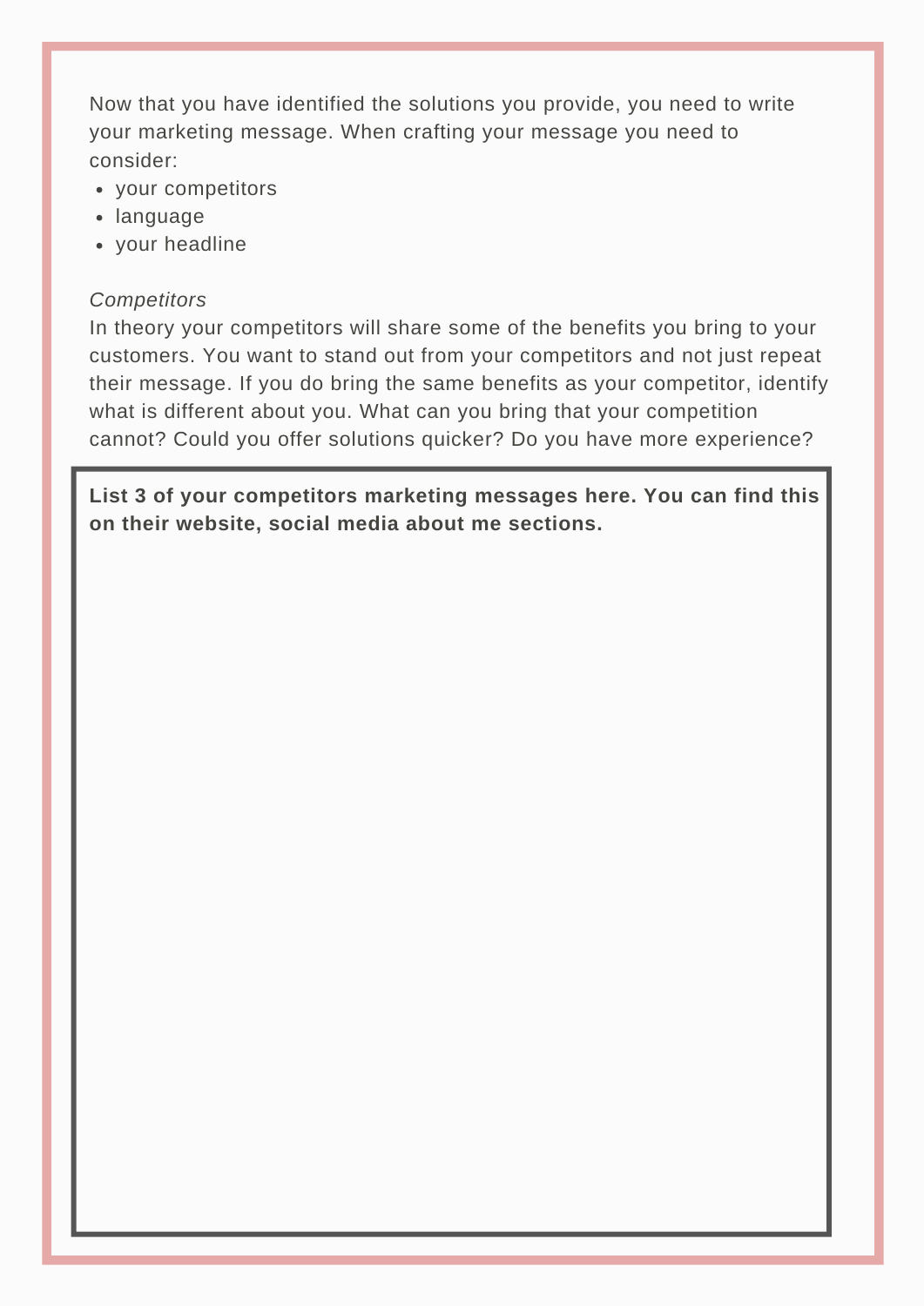Now that you have identified the solutions you provide, you need to write your marketing message. When crafting your message you need to consider:

- your competitors
- language
- your headline

*Competitors*

In theory your competitors will share some of the benefits you bring to your customers. You want to stand out from your competitors and not just repeat their message. If you do bring the same benefits as your competitor, identify what is different about you. What can you bring that your competition cannot? Could you offer solutions quicker? Do you have more experience?

**List 3 of your competitors marketing messages here. You can find this on their website, social media about me sections.**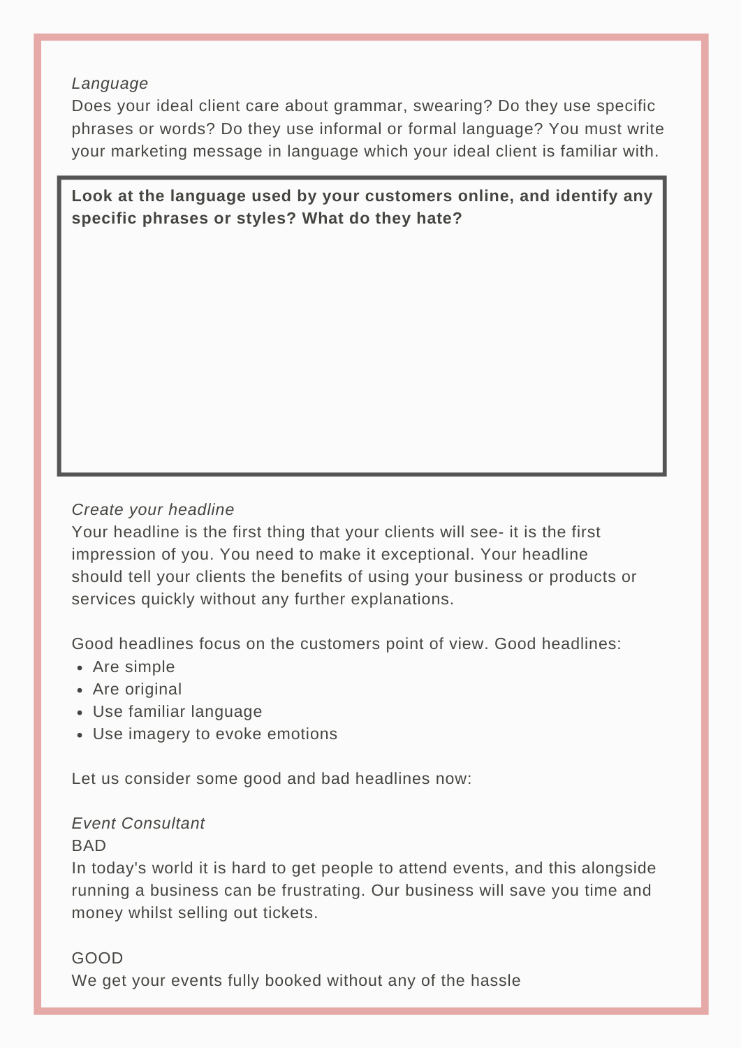*Language*

Does your ideal client care about grammar, swearing? Do they use specific phrases or words? Do they use informal or formal language? You must write your marketing message in language which your ideal client is familiar with.

**Look at the language used by your customers online, and identify any specific phrases or styles? What do they hate?**

*Create your headline*

Your headline is the first thing that your clients will see- it is the first impression of you. You need to make it exceptional. Your headline should tell your clients the benefits of using your business or products or services quickly without any further explanations.

Good headlines focus on the customers point of view. Good headlines:

- Are simple
- Are original
- Use familiar language
- Use imagery to evoke emotions

Let us consider some good and bad headlines now:

*Event Consultant*

BAD

In today's world it is hard to get people to attend events, and this alongside running a business can be frustrating. Our business will save you time and money whilst selling out tickets.

GOOD

We get your events fully booked without any of the hassle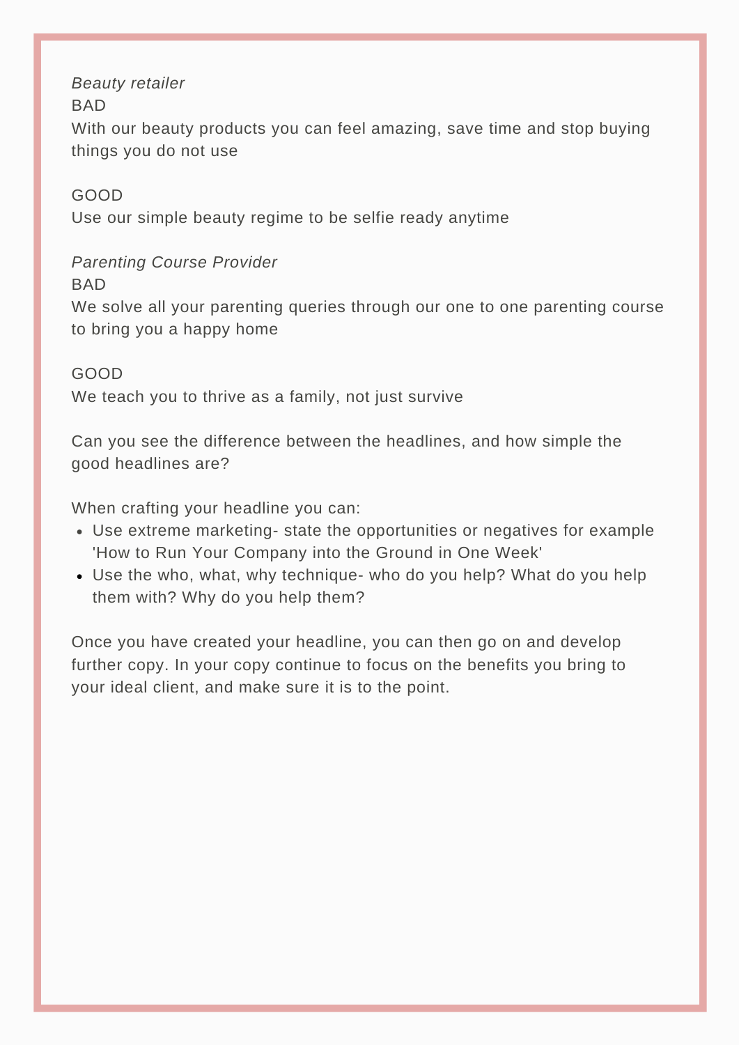*Beauty retailer*

BAD

With our beauty products you can feel amazing, save time and stop buying things you do not use

GOOD

Use our simple beauty regime to be selfie ready anytime

*Parenting Course Provider*

BAD

We solve all your parenting queries through our one to one parenting course to bring you a happy home

GOOD

We teach you to thrive as a family, not just survive

Can you see the difference between the headlines, and how simple the good headlines are?

When crafting your headline you can:

- Use extreme marketing- state the opportunities or negatives for example 'How to Run Your Company into the Ground in One Week'
- Use the who, what, why technique- who do you help? What do you help them with? Why do you help them?

Once you have created your headline, you can then go on and develop further copy. In your copy continue to focus on the benefits you bring to your ideal client, and make sure it is to the point.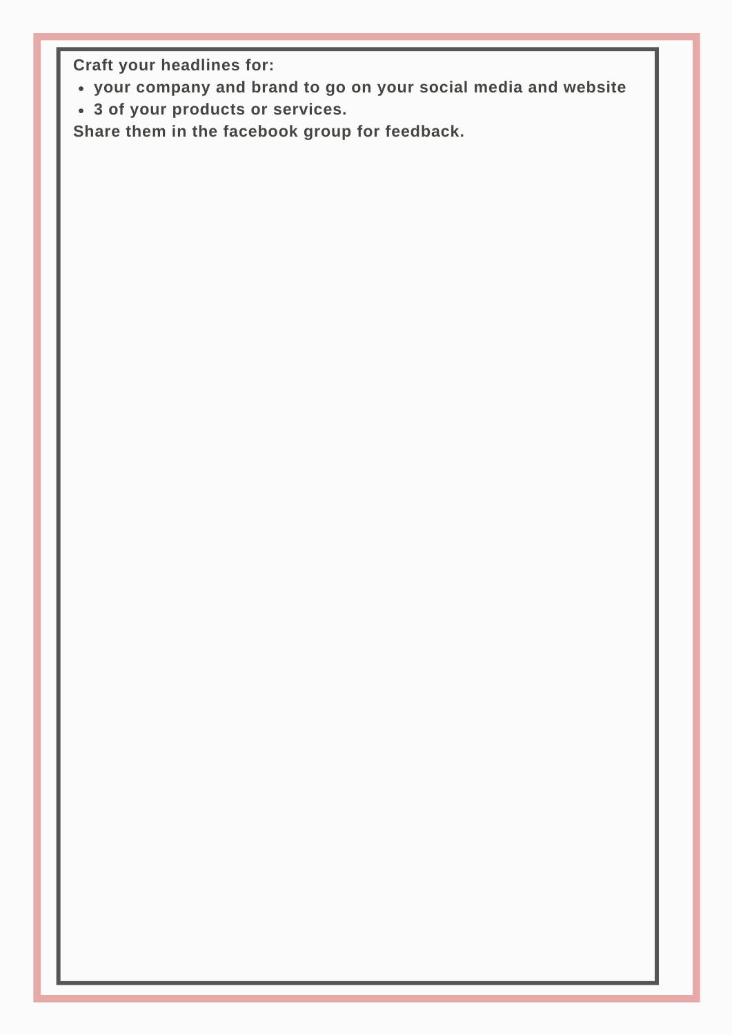**Craft your headlines for:**

- **your company and brand to go on your social media and website**
- **3 of your products or services.**

**Share them in the facebook group for feedback.**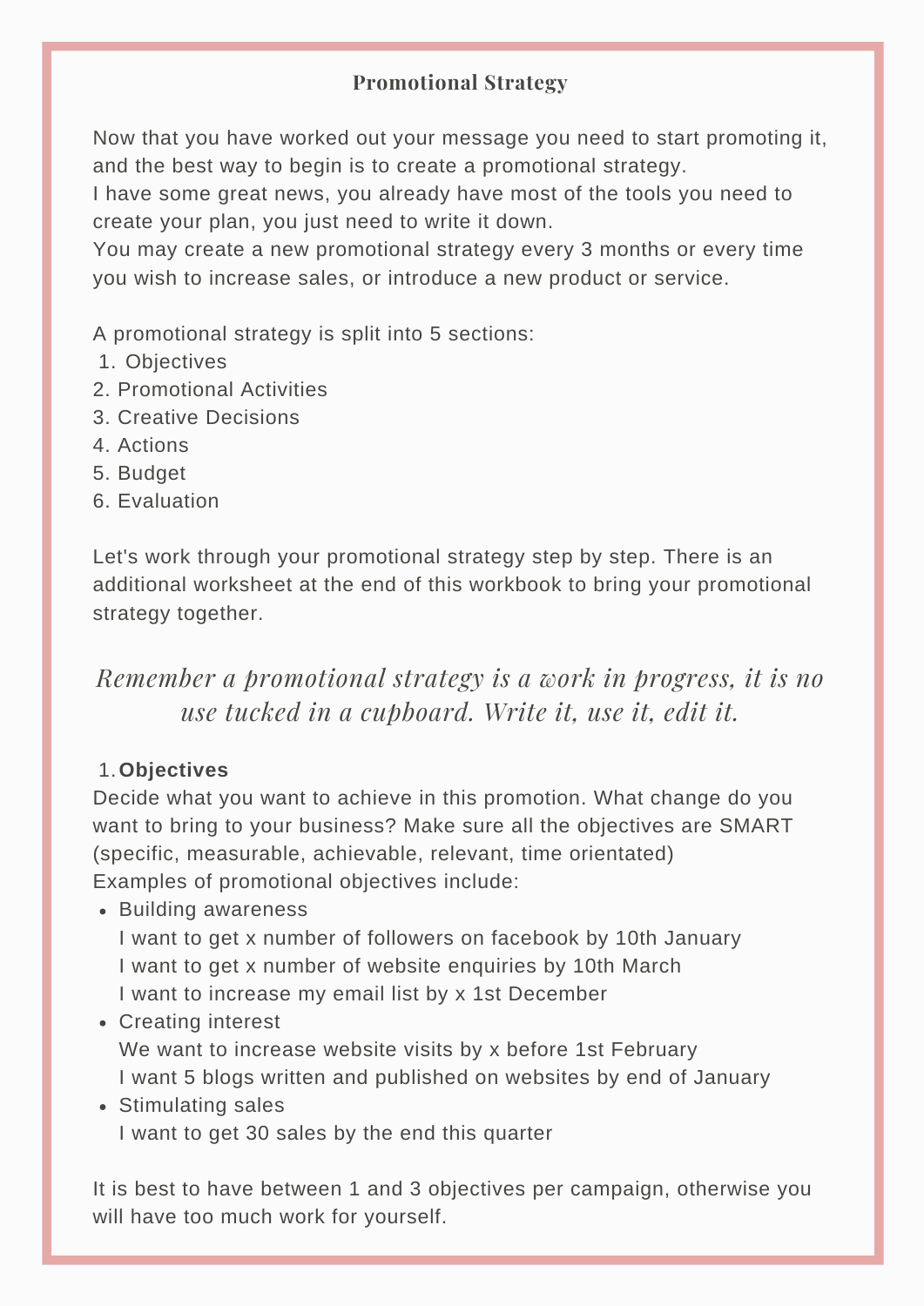## Promotional Strategy

Now that you have worked out your message you need to start promoting it, and the best way to begin is to create a promotional strategy.
I have some great news, you already have most of the tools you need to create your plan, you just need to write it down.
You may create a new promotional strategy every 3 months or every time you wish to increase sales, or introduce a new product or service.

A promotional strategy is split into 5 sections:

1. Objectives
2. Promotional Activities
3. Creative Decisions
4. Actions
5. Budget
6. Evaluation

Let's work through your promotional strategy step by step. There is an additional worksheet at the end of this workbook to bring your promotional strategy together.

*Remember a promotional strategy is a work in progress, it is no use tucked in a cupboard. Write it, use it, edit it.*

1. **Objectives**

Decide what you want to achieve in this promotion. What change do you want to bring to your business? Make sure all the objectives are SMART (specific, measurable, achievable, relevant, time orientated)
Examples of promotional objectives include:

- Building awareness
  I want to get x number of followers on facebook by 10th January
  I want to get x number of website enquiries by 10th March
  I want to increase my email list by x 1st December
- Creating interest
  We want to increase website visits by x before 1st February
  I want 5 blogs written and published on websites by end of January
- Stimulating sales
  I want to get 30 sales by the end this quarter

It is best to have between 1 and 3 objectives per campaign, otherwise you will have too much work for yourself.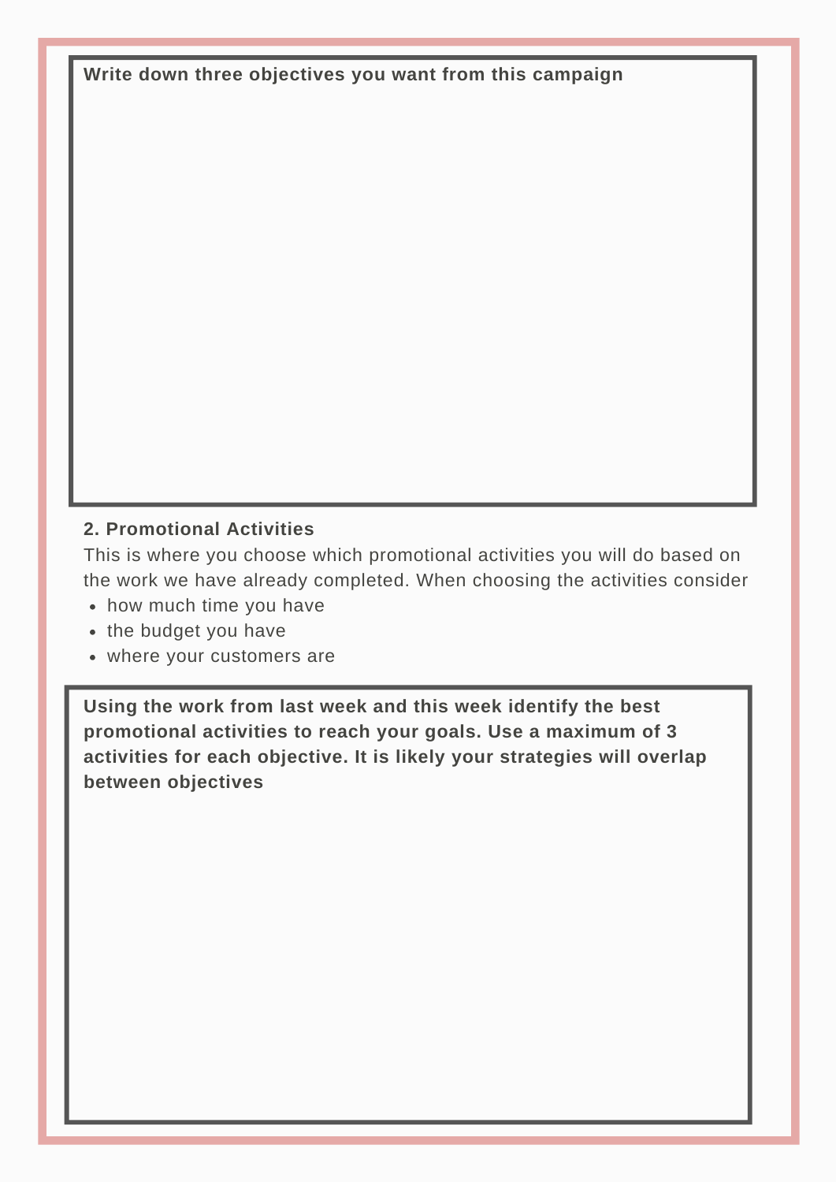**Write down three objectives you want from this campaign**

**2. Promotional Activities**

This is where you choose which promotional activities you will do based on the work we have already completed. When choosing the activities consider

- how much time you have
- the budget you have
- where your customers are

**Using the work from last week and this week identify the best promotional activities to reach your goals. Use a maximum of 3 activities for each objective. It is likely your strategies will overlap between objectives**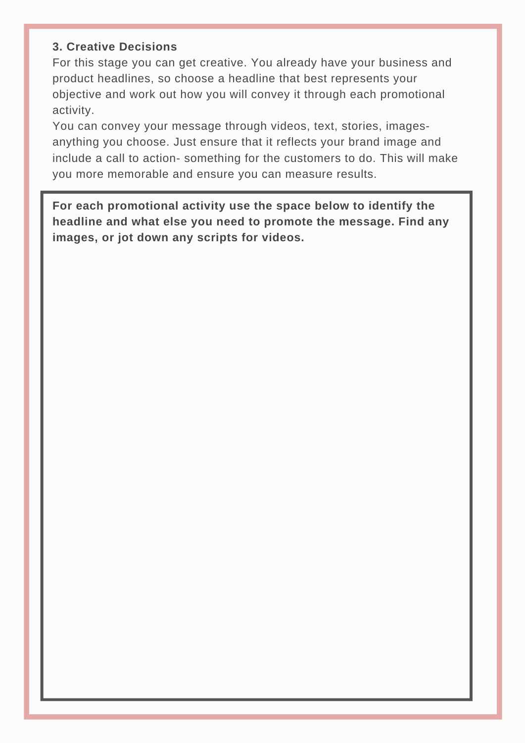### 3. Creative Decisions

For this stage you can get creative. You already have your business and product headlines, so choose a headline that best represents your objective and work out how you will convey it through each promotional activity.

You can convey your message through videos, text, stories, images- anything you choose. Just ensure that it reflects your brand image and include a call to action- something for the customers to do. This will make you more memorable and ensure you can measure results.

**For each promotional activity use the space below to identify the headline and what else you need to promote the message. Find any images, or jot down any scripts for videos.**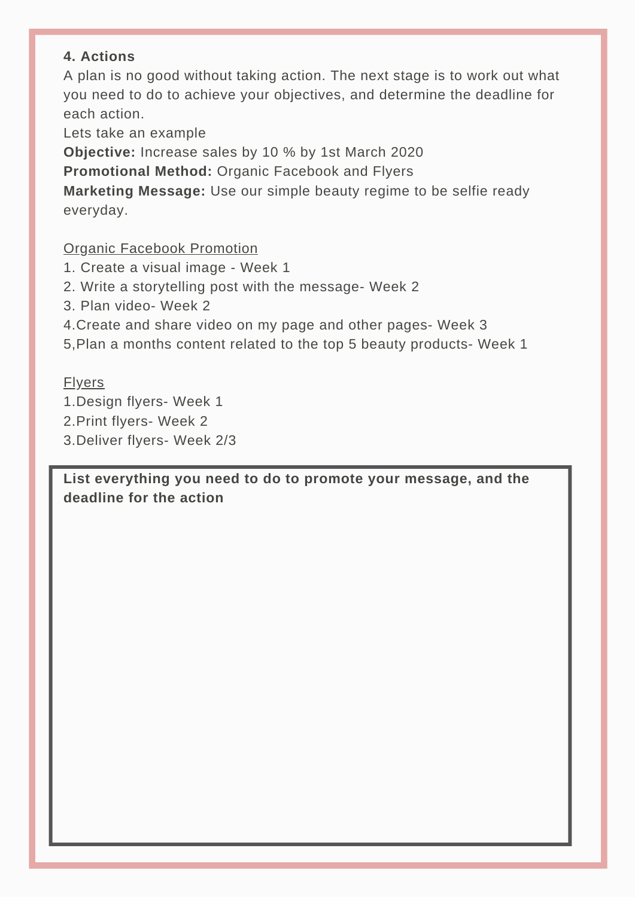**4. Actions**

A plan is no good without taking action. The next stage is to work out what you need to do to achieve your objectives, and determine the deadline for each action.

Lets take an example

**Objective:** Increase sales by 10 % by 1st March 2020

**Promotional Method:** Organic Facebook and Flyers

**Marketing Message:** Use our simple beauty regime to be selfie ready everyday.

<u>Organic Facebook Promotion</u>

1. Create a visual image - Week 1
2. Write a storytelling post with the message- Week 2
3. Plan video- Week 2
4.Create and share video on my page and other pages- Week 3
5,Plan a months content related to the top 5 beauty products- Week 1

<u>Flyers</u>

1.Design flyers- Week 1
2.Print flyers- Week 2
3.Deliver flyers- Week 2/3

**List everything you need to do to promote your message, and the deadline for the action**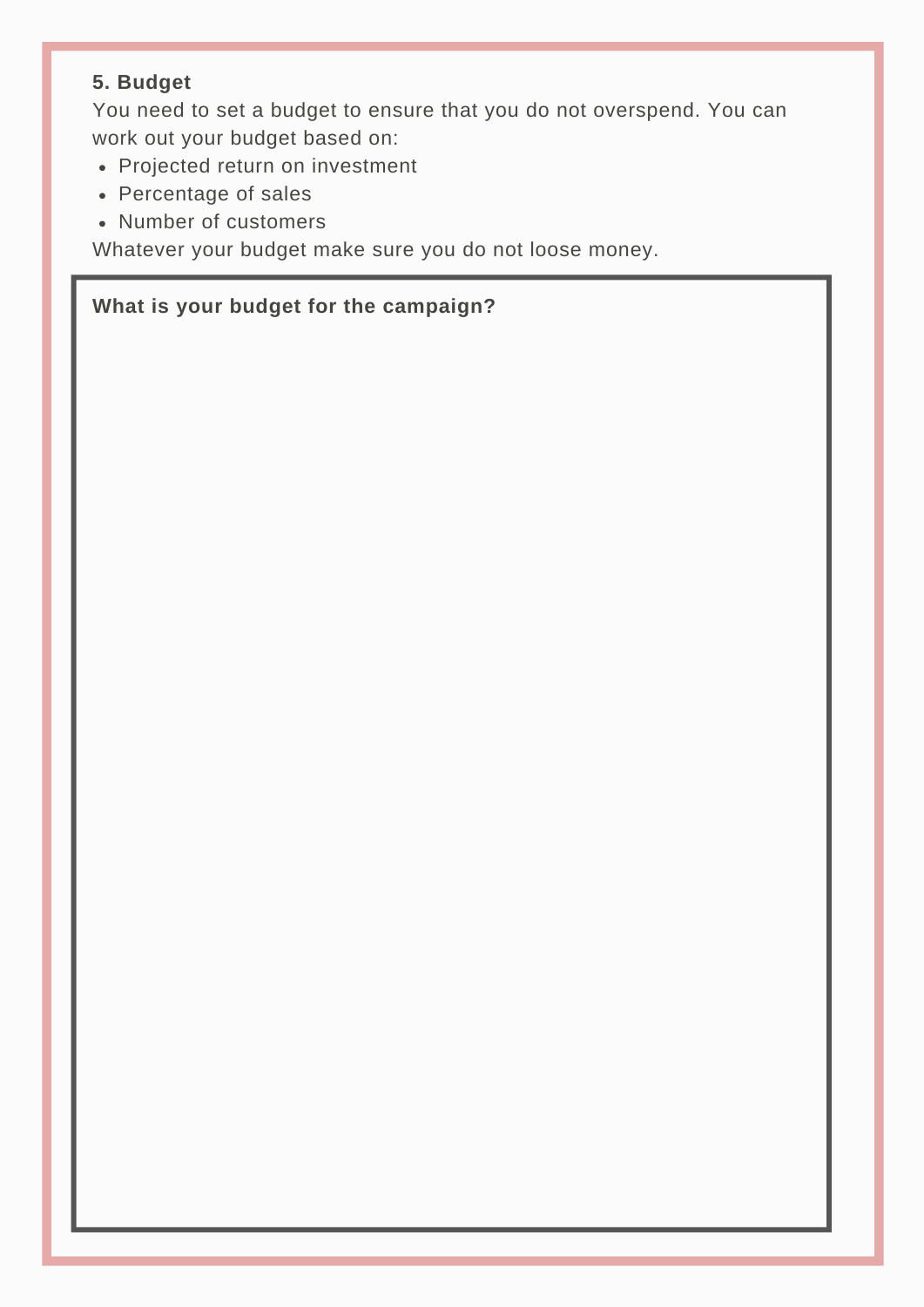**5. Budget**

You need to set a budget to ensure that you do not overspend. You can work out your budget based on:

- Projected return on investment
- Percentage of sales
- Number of customers

Whatever your budget make sure you do not loose money.

**What is your budget for the campaign?**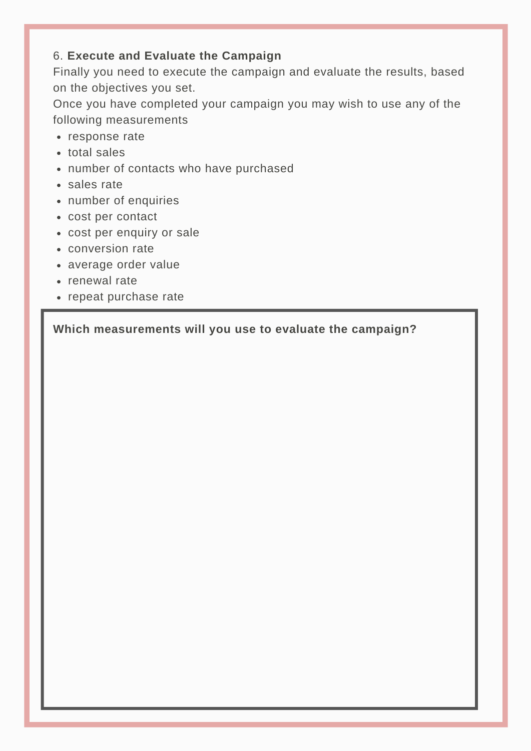6. **Execute and Evaluate the Campaign**

Finally you need to execute the campaign and evaluate the results, based on the objectives you set.

Once you have completed your campaign you may wish to use any of the following measurements

- response rate
- total sales
- number of contacts who have purchased
- sales rate
- number of enquiries
- cost per contact
- cost per enquiry or sale
- conversion rate
- average order value
- renewal rate
- repeat purchase rate

**Which measurements will you use to evaluate the campaign?**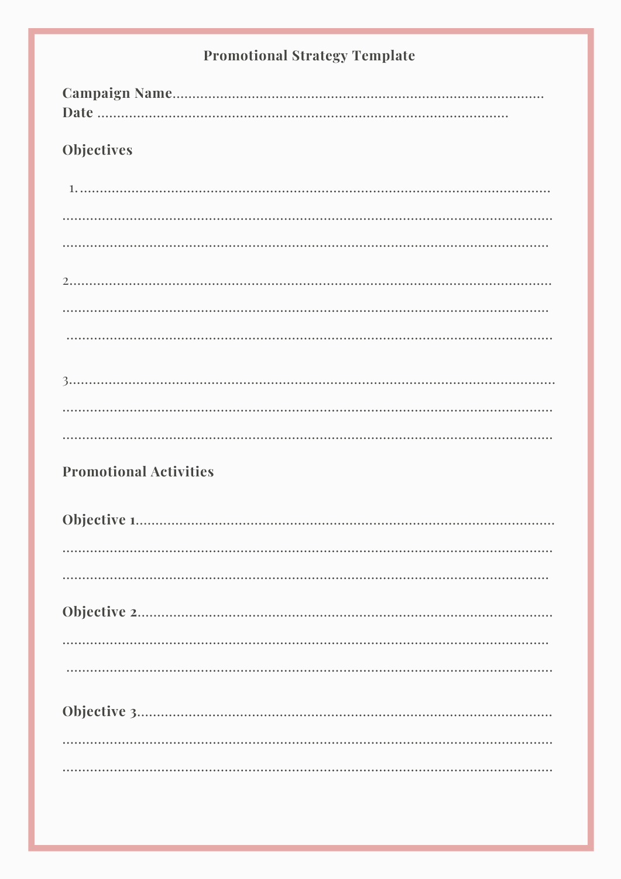# Promotional Strategy Template

**Campaign Name**.......................................................................................

**Date** ......................................................................................................

## Objectives

1. ..........................................................................................................

..............................................................................................................

..............................................................................................................

2. ..........................................................................................................

..............................................................................................................

..............................................................................................................

3. ..........................................................................................................

..............................................................................................................

..............................................................................................................

## Promotional Activities

**Objective 1**.............................................................................................

..............................................................................................................

..............................................................................................................

**Objective 2**.............................................................................................

..............................................................................................................

..............................................................................................................

**Objective 3**.............................................................................................

..............................................................................................................

..............................................................................................................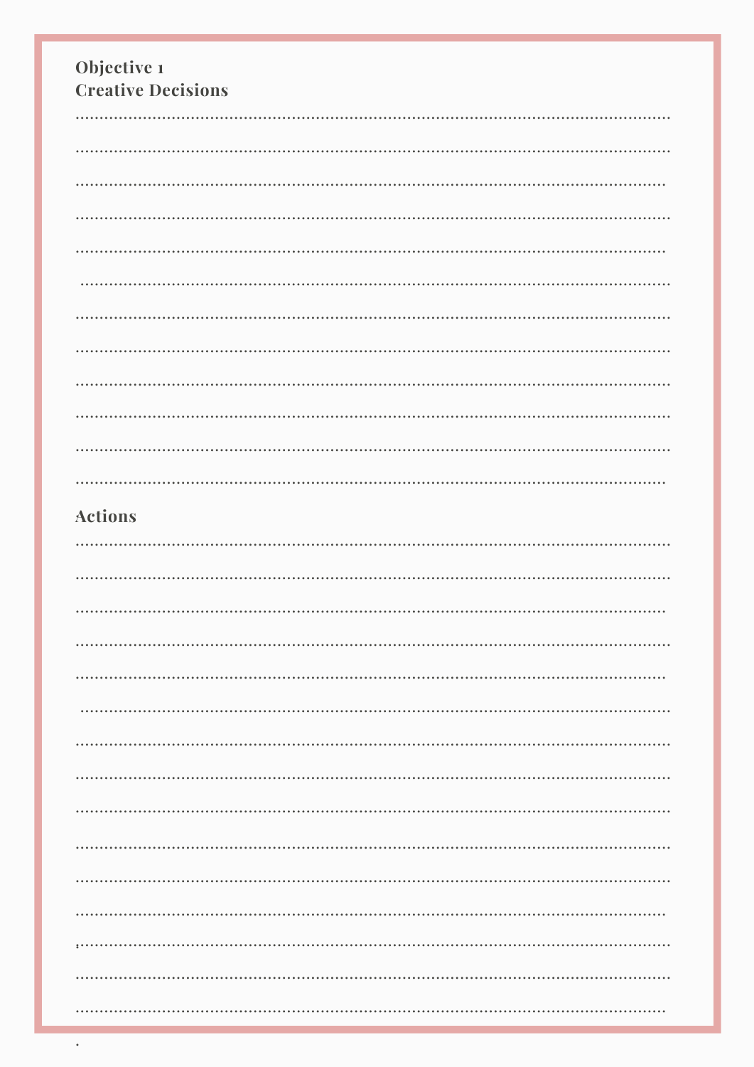**Objective 1**
**Creative Decisions**

**Actions**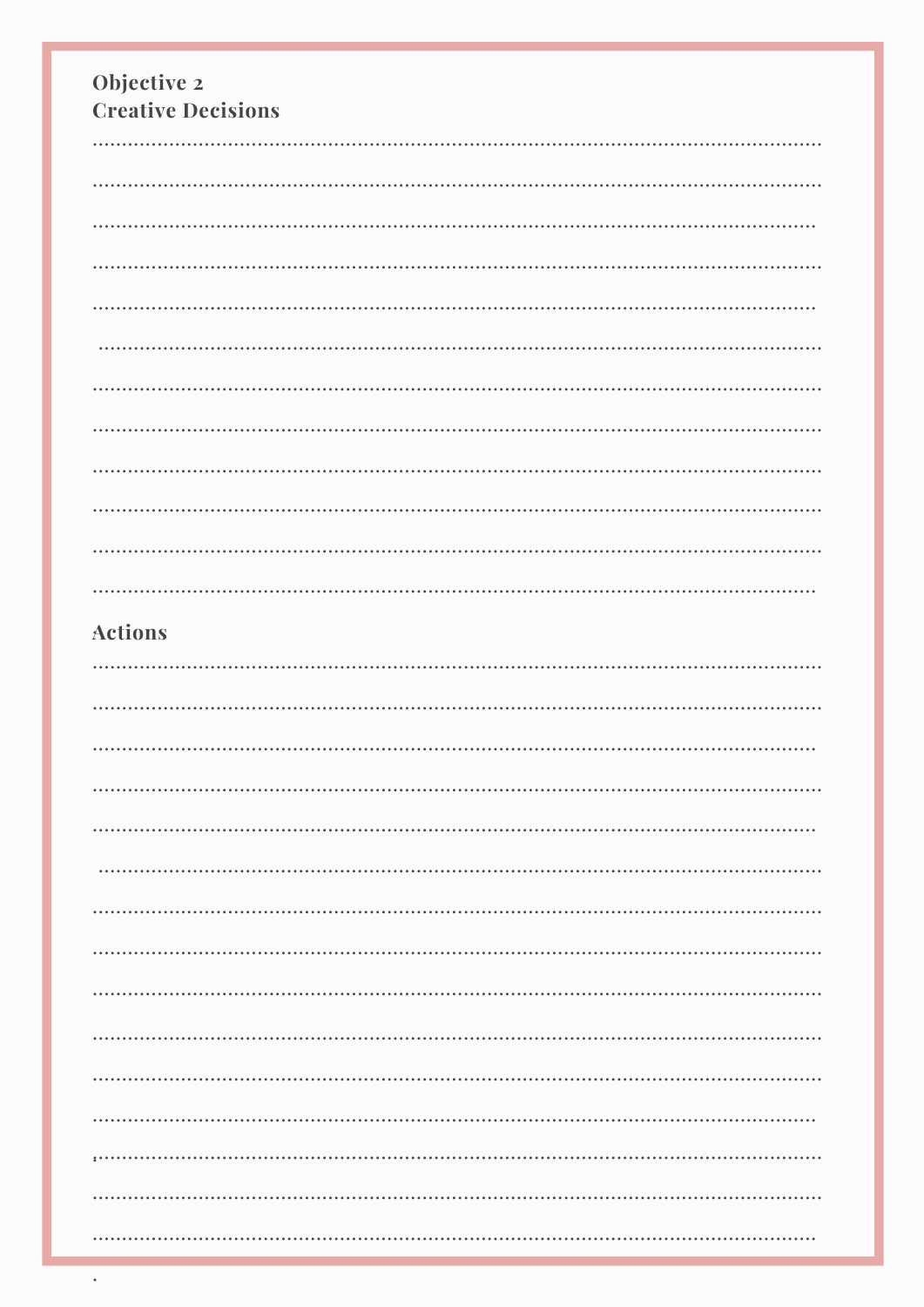**Objective 2**
**Creative Decisions**

**Actions**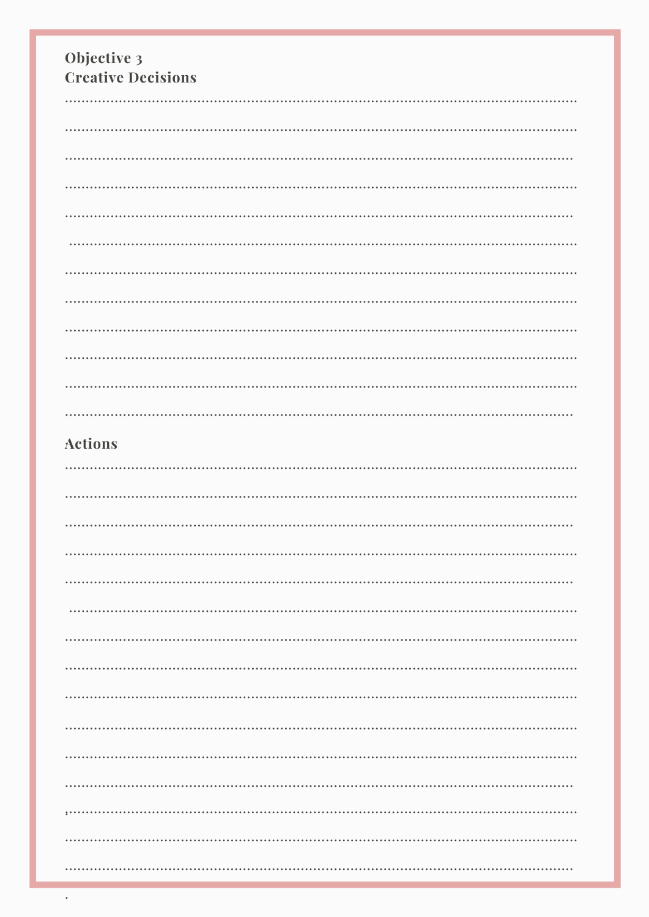**Objective 3**
**Creative Decisions**

........................................................................................................................

........................................................................................................................

........................................................................................................................

........................................................................................................................

........................................................................................................................

........................................................................................................................

........................................................................................................................

........................................................................................................................

........................................................................................................................

........................................................................................................................

........................................................................................................................

........................................................................................................................

**Actions**

........................................................................................................................

........................................................................................................................

........................................................................................................................

........................................................................................................................

........................................................................................................................

........................................................................................................................

........................................................................................................................

........................................................................................................................

........................................................................................................................

........................................................................................................................

........................................................................................................................

........................................................................................................................

........................................................................................................................

........................................................................................................................

........................................................................................................................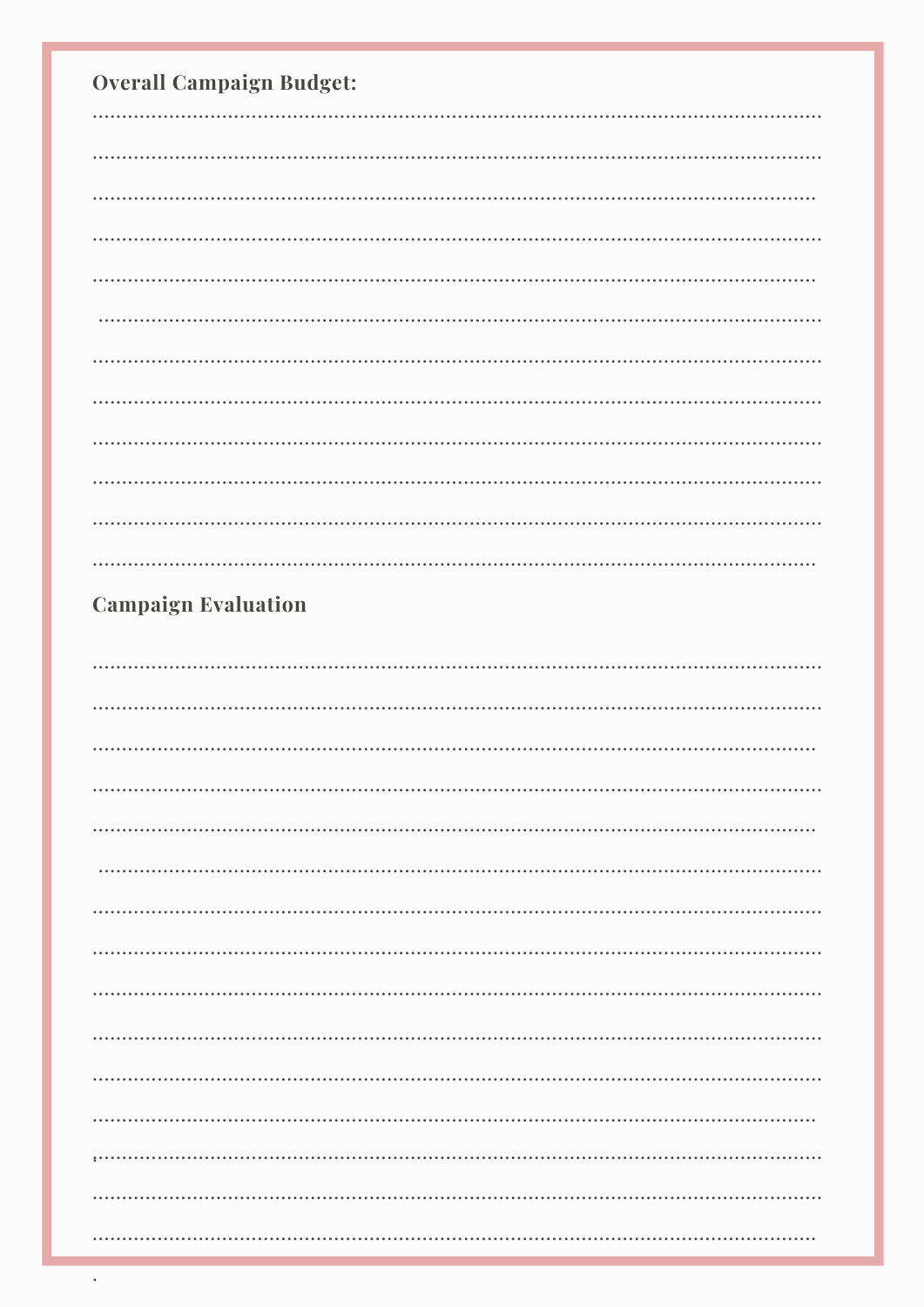**Overall Campaign Budget:**

............................................................................................................................................

............................................................................................................................................

............................................................................................................................................

............................................................................................................................................

............................................................................................................................................

............................................................................................................................................

............................................................................................................................................

............................................................................................................................................

............................................................................................................................................

............................................................................................................................................

............................................................................................................................................

............................................................................................................................................

**Campaign Evaluation**

............................................................................................................................................

............................................................................................................................................

............................................................................................................................................

............................................................................................................................................

............................................................................................................................................

............................................................................................................................................

............................................................................................................................................

............................................................................................................................................

............................................................................................................................................

............................................................................................................................................

............................................................................................................................................

............................................................................................................................................

............................................................................................................................................

............................................................................................................................................

............................................................................................................................................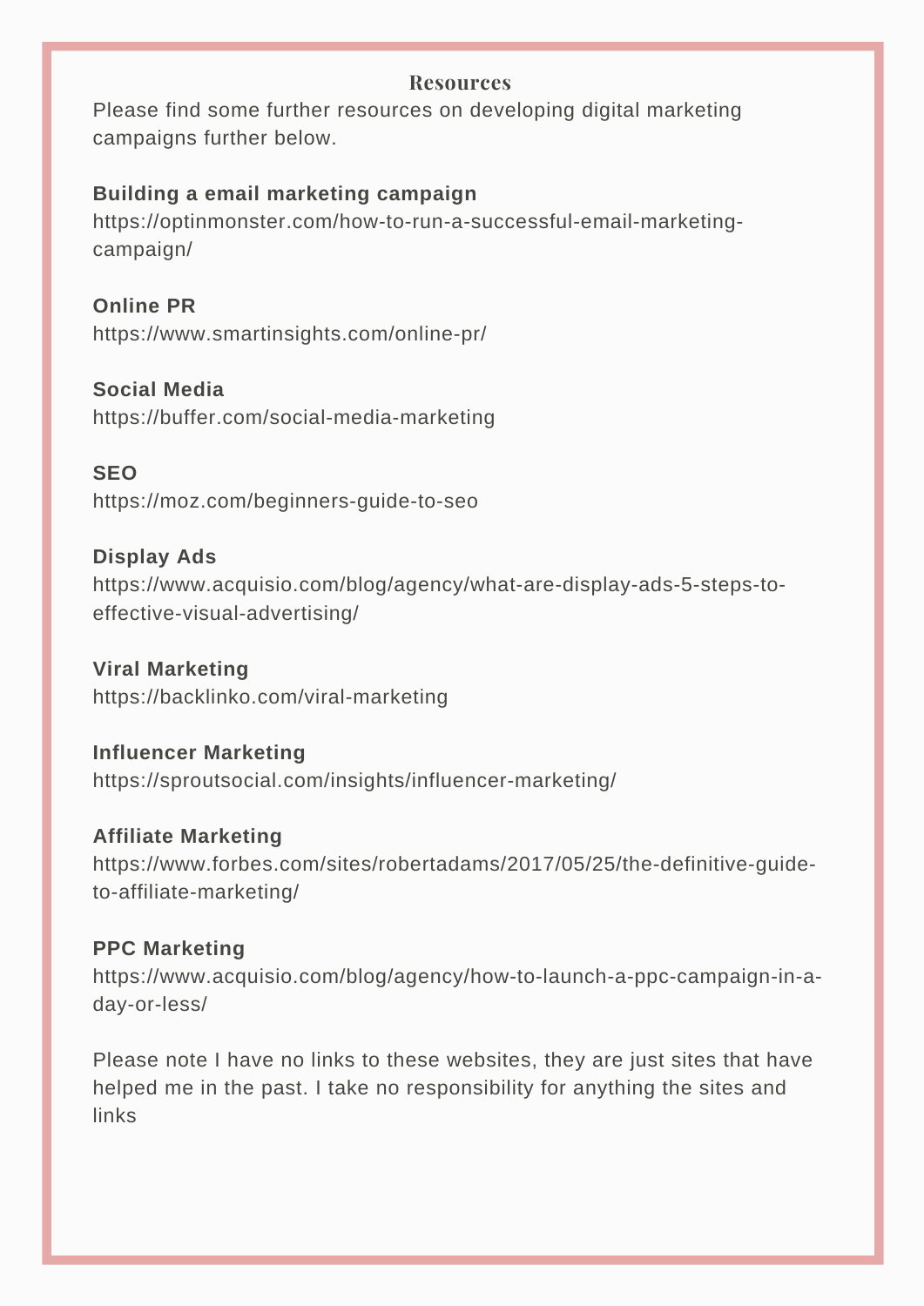## Resources

Please find some further resources on developing digital marketing campaigns further below.

**Building a email marketing campaign**
https://optinmonster.com/how-to-run-a-successful-email-marketing-campaign/

**Online PR**
https://www.smartinsights.com/online-pr/

**Social Media**
https://buffer.com/social-media-marketing

**SEO**
https://moz.com/beginners-guide-to-seo

**Display Ads**
https://www.acquisio.com/blog/agency/what-are-display-ads-5-steps-to-effective-visual-advertising/

**Viral Marketing**
https://backlinko.com/viral-marketing

**Influencer Marketing**
https://sproutsocial.com/insights/influencer-marketing/

**Affiliate Marketing**
https://www.forbes.com/sites/robertadams/2017/05/25/the-definitive-guide-to-affiliate-marketing/

**PPC Marketing**
https://www.acquisio.com/blog/agency/how-to-launch-a-ppc-campaign-in-a-day-or-less/

Please note I have no links to these websites, they are just sites that have helped me in the past. I take no responsibility for anything the sites and links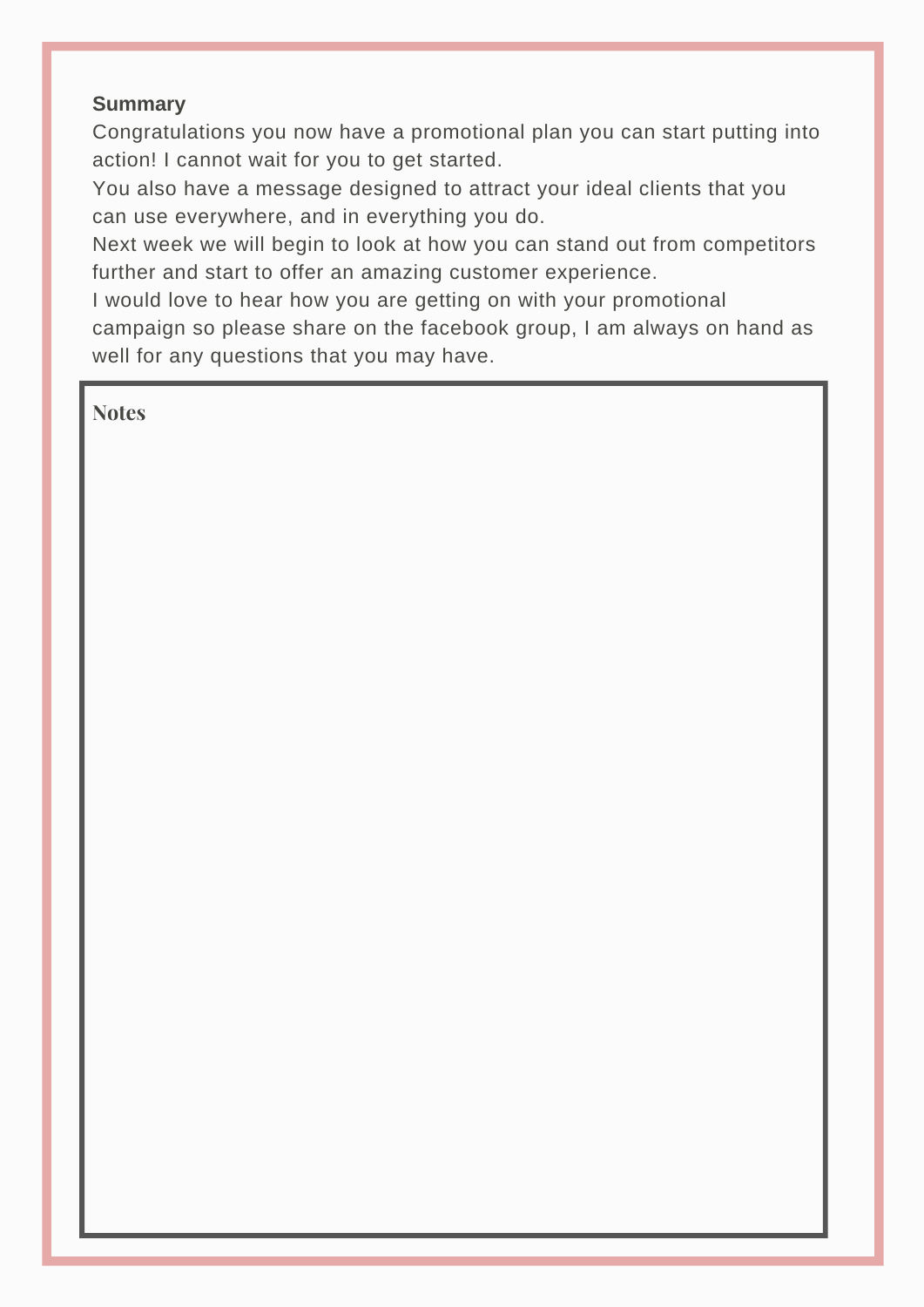## Summary

Congratulations you now have a promotional plan you can start putting into action! I cannot wait for you to get started.

You also have a message designed to attract your ideal clients that you can use everywhere, and in everything you do.

Next week we will begin to look at how you can stand out from competitors further and start to offer an amazing customer experience.

I would love to hear how you are getting on with your promotional campaign so please share on the facebook group, I am always on hand as well for any questions that you may have.

**Notes**